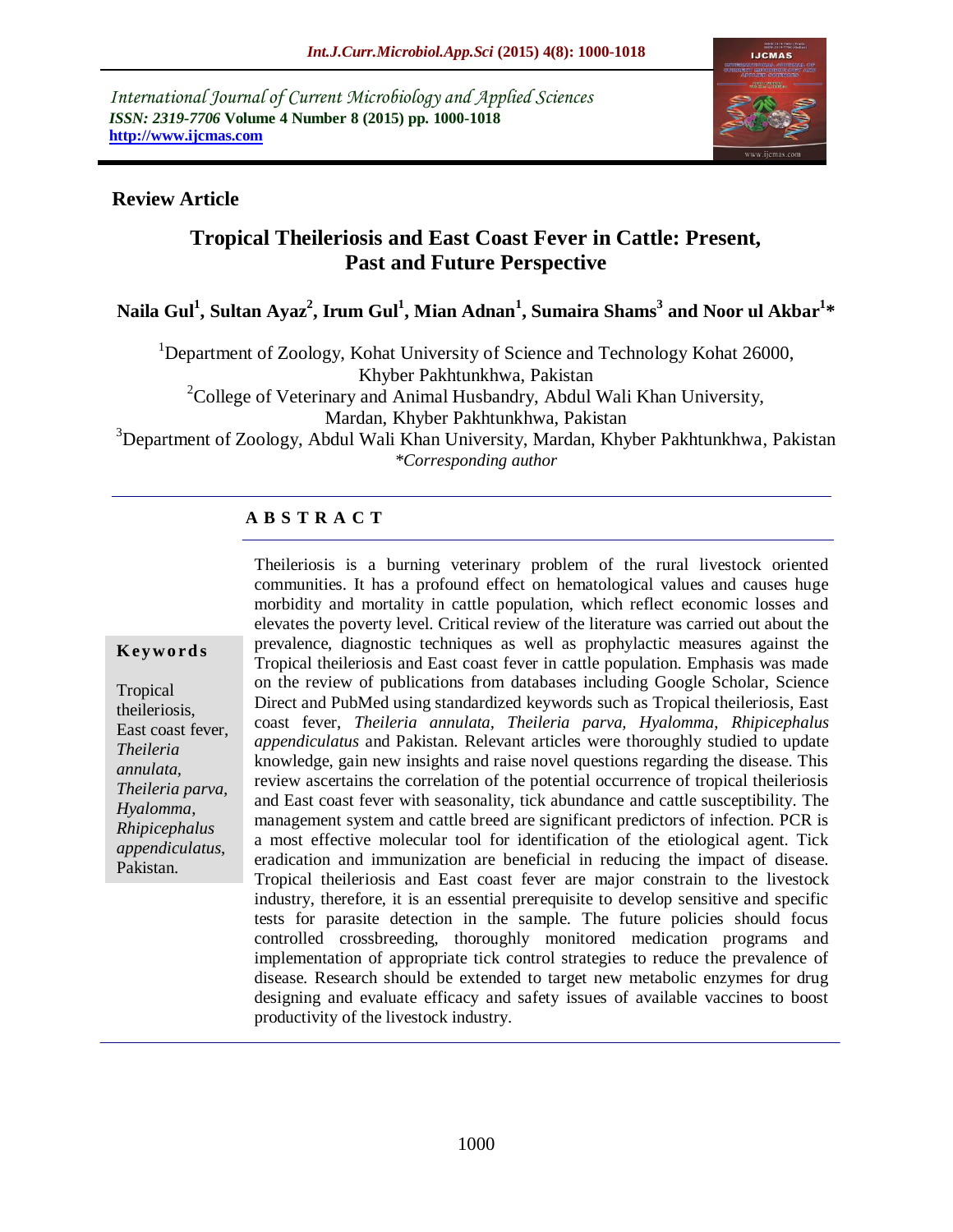*International Journal of Current Microbiology and Applied Sciences*
*ISSN: 2319-7706* **Volume 4 Number 8 (2015) pp. 1000-1018**
**http://www.ijcmas.com**

**Review Article**

# Tropical Theileriosis and East Coast Fever in Cattle: Present, Past and Future Perspective

**Naila Gul[1], Sultan Ayaz[2], Irum Gul[1], Mian Adnan[1], Sumaira Shams[3] and Noor ul Akbar[1]\***

[1]Department of Zoology, Kohat University of Science and Technology Kohat 26000, Khyber Pakhtunkhwa, Pakistan
[2]College of Veterinary and Animal Husbandry, Abdul Wali Khan University, Mardan, Khyber Pakhtunkhwa, Pakistan
[3]Department of Zoology, Abdul Wali Khan University, Mardan, Khyber Pakhtunkhwa, Pakistan
*\*Corresponding author*

## ABSTRACT

**Keywords**

Tropical theileriosis, East coast fever, *Theileria annulata, Theileria parva, Hyalomma, Rhipicephalus appendiculatus*, Pakistan.

Theileriosis is a burning veterinary problem of the rural livestock oriented communities. It has a profound effect on hematological values and causes huge morbidity and mortality in cattle population, which reflect economic losses and elevates the poverty level. Critical review of the literature was carried out about the prevalence, diagnostic techniques as well as prophylactic measures against the Tropical theileriosis and East coast fever in cattle population. Emphasis was made on the review of publications from databases including Google Scholar, Science Direct and PubMed using standardized keywords such as Tropical theileriosis, East coast fever, *Theileria annulata, Theileria parva, Hyalomma, Rhipicephalus appendiculatus* and Pakistan. Relevant articles were thoroughly studied to update knowledge, gain new insights and raise novel questions regarding the disease. This review ascertains the correlation of the potential occurrence of tropical theileriosis and East coast fever with seasonality, tick abundance and cattle susceptibility. The management system and cattle breed are significant predictors of infection. PCR is a most effective molecular tool for identification of the etiological agent. Tick eradication and immunization are beneficial in reducing the impact of disease. Tropical theileriosis and East coast fever are major constrain to the livestock industry, therefore, it is an essential prerequisite to develop sensitive and specific tests for parasite detection in the sample. The future policies should focus controlled crossbreeding, thoroughly monitored medication programs and implementation of appropriate tick control strategies to reduce the prevalence of disease. Research should be extended to target new metabolic enzymes for drug designing and evaluate efficacy and safety issues of available vaccines to boost productivity of the livestock industry.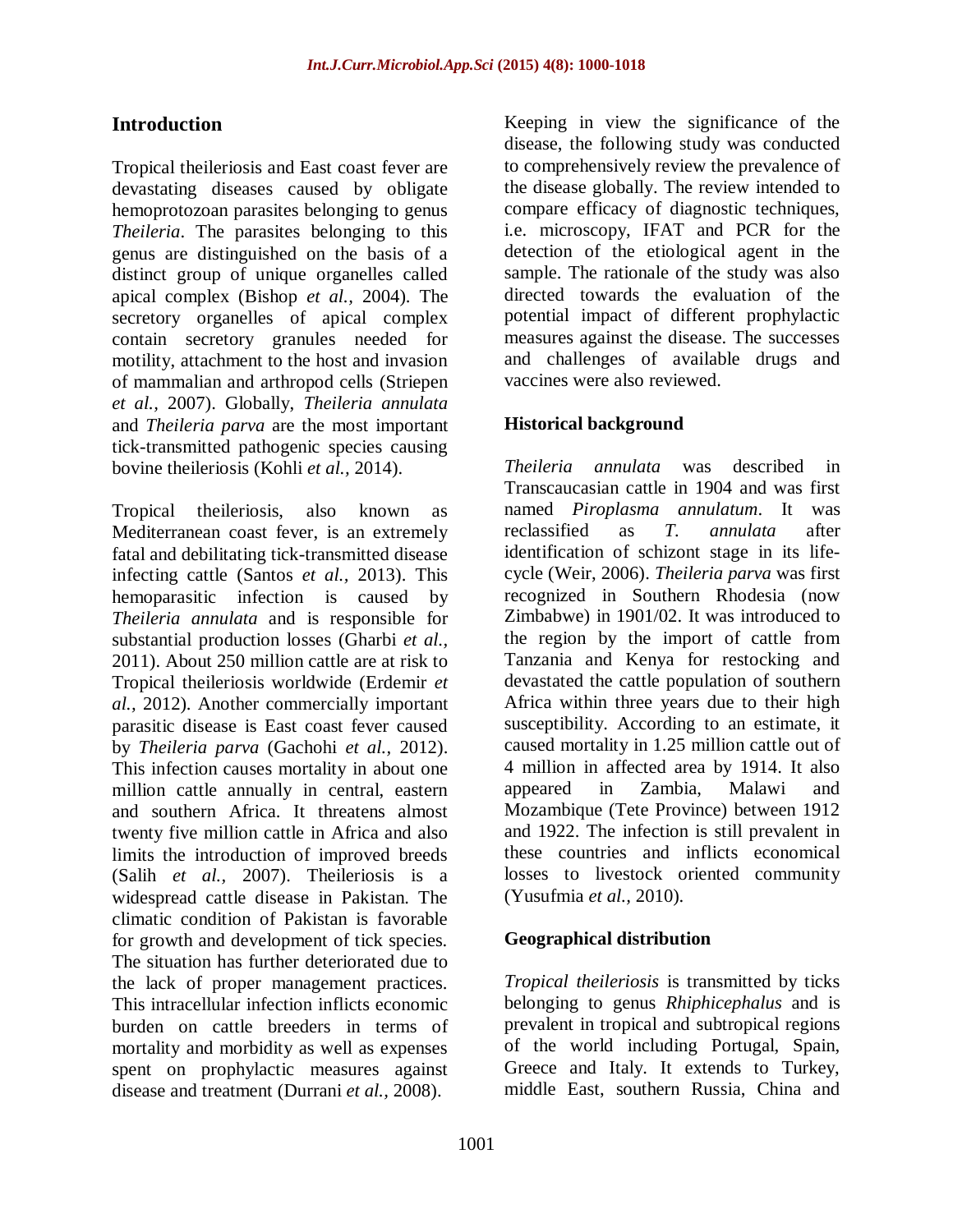## Introduction

Tropical theileriosis and East coast fever are devastating diseases caused by obligate hemoprotozoan parasites belonging to genus *Theileria*. The parasites belonging to this genus are distinguished on the basis of a distinct group of unique organelles called apical complex (Bishop *et al.,* 2004). The secretory organelles of apical complex contain secretory granules needed for motility, attachment to the host and invasion of mammalian and arthropod cells (Striepen *et al.,* 2007). Globally, *Theileria annulata* and *Theileria parva* are the most important tick-transmitted pathogenic species causing bovine theileriosis (Kohli *et al.,* 2014).

Tropical theileriosis, also known as Mediterranean coast fever, is an extremely fatal and debilitating tick-transmitted disease infecting cattle (Santos *et al.,* 2013). This hemoparasitic infection is caused by *Theileria annulata* and is responsible for substantial production losses (Gharbi *et al.,* 2011). About 250 million cattle are at risk to Tropical theileriosis worldwide (Erdemir *et al.,* 2012). Another commercially important parasitic disease is East coast fever caused by *Theileria parva* (Gachohi *et al.,* 2012). This infection causes mortality in about one million cattle annually in central, eastern and southern Africa. It threatens almost twenty five million cattle in Africa and also limits the introduction of improved breeds (Salih *et al.,* 2007). Theileriosis is a widespread cattle disease in Pakistan. The climatic condition of Pakistan is favorable for growth and development of tick species. The situation has further deteriorated due to the lack of proper management practices. This intracellular infection inflicts economic burden on cattle breeders in terms of mortality and morbidity as well as expenses spent on prophylactic measures against disease and treatment (Durrani *et al.,* 2008).

Keeping in view the significance of the disease, the following study was conducted to comprehensively review the prevalence of the disease globally. The review intended to compare efficacy of diagnostic techniques, i.e. microscopy, IFAT and PCR for the detection of the etiological agent in the sample. The rationale of the study was also directed towards the evaluation of the potential impact of different prophylactic measures against the disease. The successes and challenges of available drugs and vaccines were also reviewed.

### Historical background

*Theileria annulata* was described in Transcaucasian cattle in 1904 and was first named *Piroplasma annulatum*. It was reclassified as *T. annulata* after identification of schizont stage in its life-cycle (Weir, 2006). *Theileria parva* was first recognized in Southern Rhodesia (now Zimbabwe) in 1901/02. It was introduced to the region by the import of cattle from Tanzania and Kenya for restocking and devastated the cattle population of southern Africa within three years due to their high susceptibility. According to an estimate, it caused mortality in 1.25 million cattle out of 4 million in affected area by 1914. It also appeared in Zambia, Malawi and Mozambique (Tete Province) between 1912 and 1922. The infection is still prevalent in these countries and inflicts economical losses to livestock oriented community (Yusufmia *et al.,* 2010).

### Geographical distribution

*Tropical theileriosis* is transmitted by ticks belonging to genus *Rhiphicephalus* and is prevalent in tropical and subtropical regions of the world including Portugal, Spain, Greece and Italy. It extends to Turkey, middle East, southern Russia, China and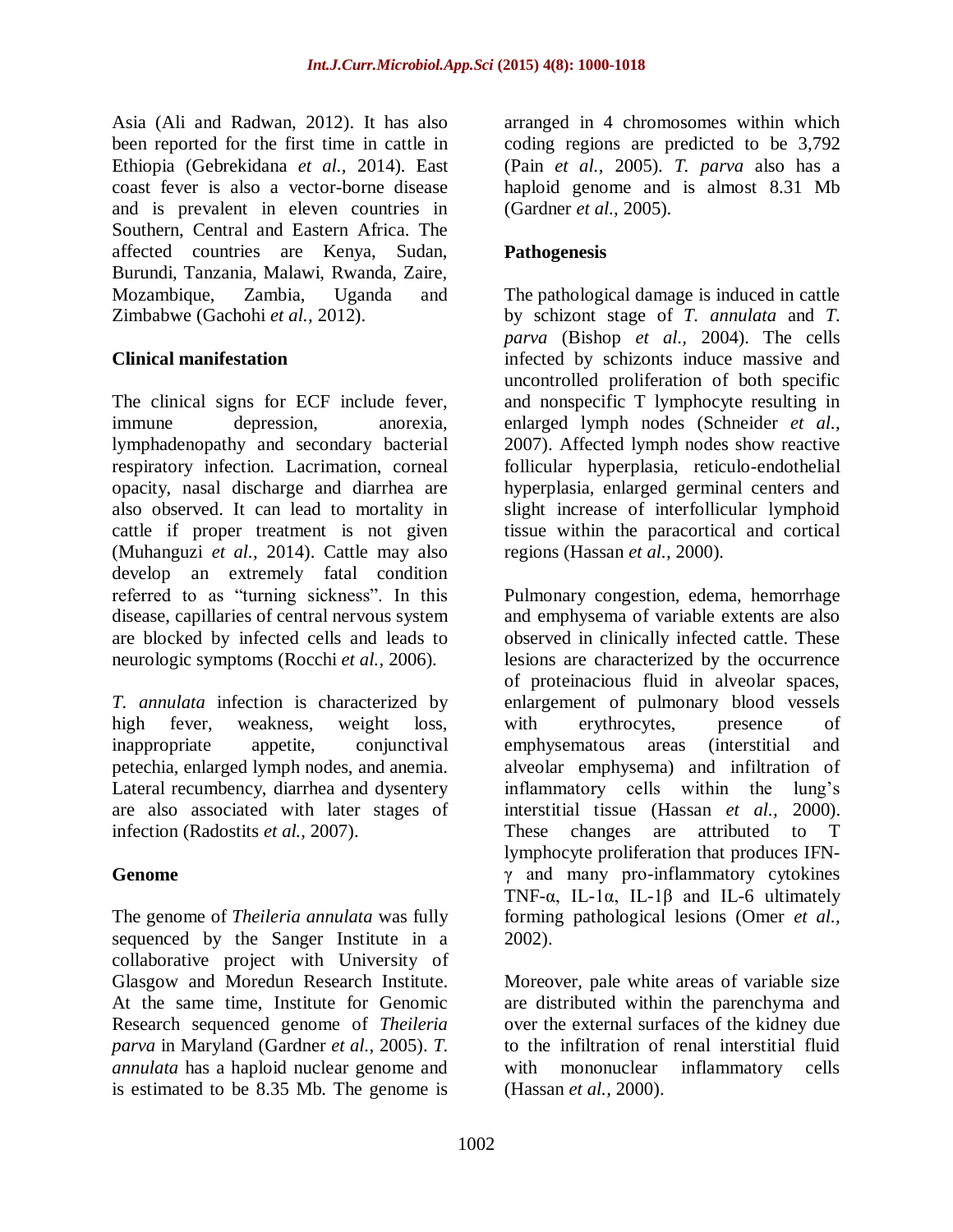Asia (Ali and Radwan, 2012). It has also been reported for the first time in cattle in Ethiopia (Gebrekidana *et al.,* 2014). East coast fever is also a vector-borne disease and is prevalent in eleven countries in Southern, Central and Eastern Africa. The affected countries are Kenya, Sudan, Burundi, Tanzania, Malawi, Rwanda, Zaire, Mozambique, Zambia, Uganda and Zimbabwe (Gachohi *et al.,* 2012).

## Clinical manifestation

The clinical signs for ECF include fever, immune depression, anorexia, lymphadenopathy and secondary bacterial respiratory infection. Lacrimation, corneal opacity, nasal discharge and diarrhea are also observed. It can lead to mortality in cattle if proper treatment is not given (Muhanguzi *et al.,* 2014). Cattle may also develop an extremely fatal condition referred to as "turning sickness". In this disease, capillaries of central nervous system are blocked by infected cells and leads to neurologic symptoms (Rocchi *et al.,* 2006).

*T. annulata* infection is characterized by high fever, weakness, weight loss, inappropriate appetite, conjunctival petechia, enlarged lymph nodes, and anemia. Lateral recumbency, diarrhea and dysentery are also associated with later stages of infection (Radostits *et al.,* 2007).

## Genome

The genome of *Theileria annulata* was fully sequenced by the Sanger Institute in a collaborative project with University of Glasgow and Moredun Research Institute. At the same time, Institute for Genomic Research sequenced genome of *Theileria parva* in Maryland (Gardner *et al.,* 2005). *T. annulata* has a haploid nuclear genome and is estimated to be 8.35 Mb. The genome is arranged in 4 chromosomes within which coding regions are predicted to be 3,792 (Pain *et al.,* 2005). *T. parva* also has a haploid genome and is almost 8.31 Mb (Gardner *et al.,* 2005).

## Pathogenesis

The pathological damage is induced in cattle by schizont stage of *T. annulata* and *T. parva* (Bishop *et al.,* 2004). The cells infected by schizonts induce massive and uncontrolled proliferation of both specific and nonspecific T lymphocyte resulting in enlarged lymph nodes (Schneider *et al.,* 2007). Affected lymph nodes show reactive follicular hyperplasia, reticulo-endothelial hyperplasia, enlarged germinal centers and slight increase of interfollicular lymphoid tissue within the paracortical and cortical regions (Hassan *et al.,* 2000).

Pulmonary congestion, edema, hemorrhage and emphysema of variable extents are also observed in clinically infected cattle. These lesions are characterized by the occurrence of proteinacious fluid in alveolar spaces, enlargement of pulmonary blood vessels with erythrocytes, presence of emphysematous areas (interstitial and alveolar emphysema) and infiltration of inflammatory cells within the lung's interstitial tissue (Hassan *et al.,* 2000). These changes are attributed to T lymphocyte proliferation that produces IFN-γ and many pro-inflammatory cytokines TNF-α, IL-1α, IL-1β and IL-6 ultimately forming pathological lesions (Omer *et al.,* 2002).

Moreover, pale white areas of variable size are distributed within the parenchyma and over the external surfaces of the kidney due to the infiltration of renal interstitial fluid with mononuclear inflammatory cells (Hassan *et al.,* 2000).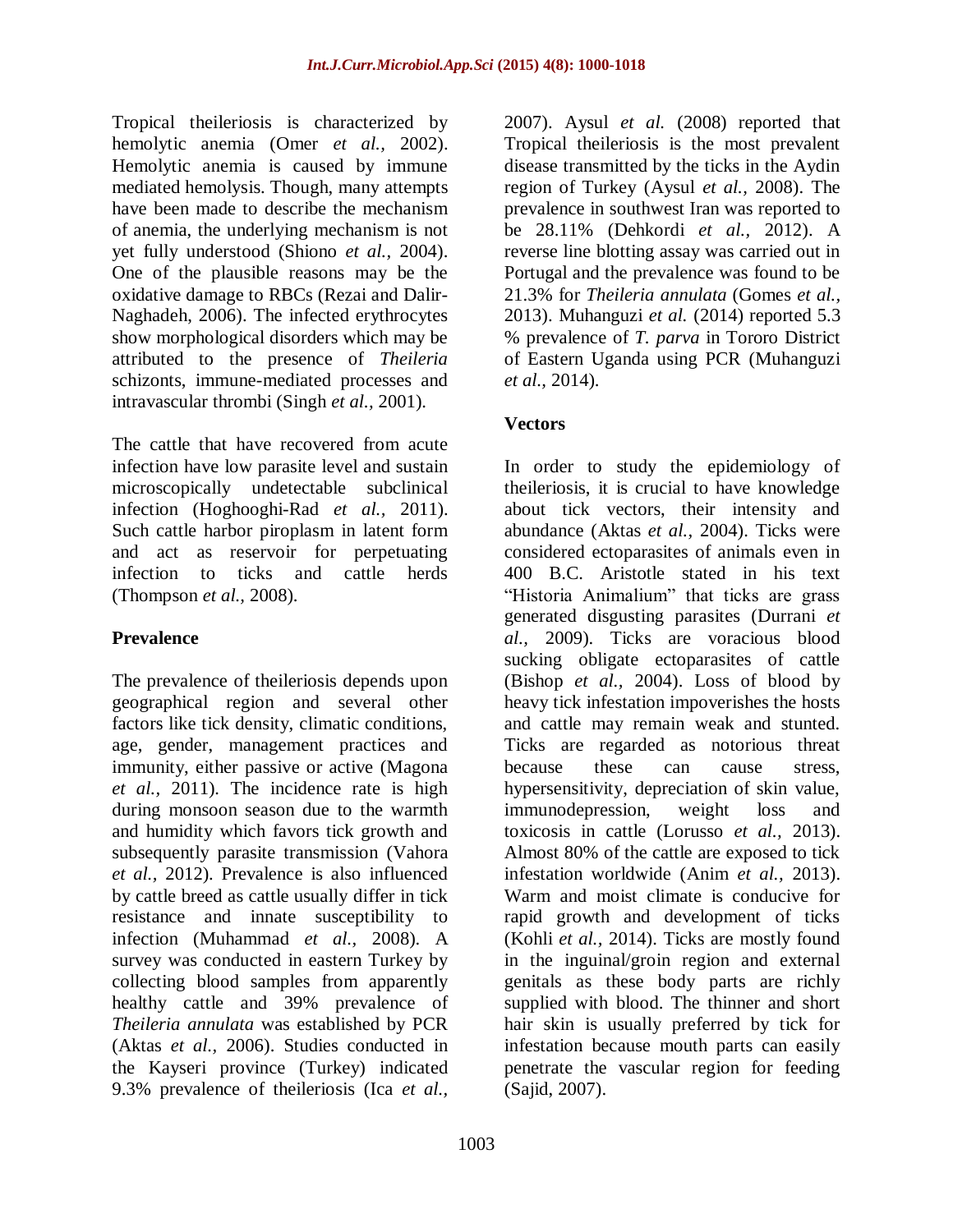Tropical theileriosis is characterized by hemolytic anemia (Omer *et al.,* 2002). Hemolytic anemia is caused by immune mediated hemolysis. Though, many attempts have been made to describe the mechanism of anemia, the underlying mechanism is not yet fully understood (Shiono *et al.,* 2004). One of the plausible reasons may be the oxidative damage to RBCs (Rezai and Dalir-Naghadeh, 2006). The infected erythrocytes show morphological disorders which may be attributed to the presence of *Theileria* schizonts, immune-mediated processes and intravascular thrombi (Singh *et al.,* 2001).

The cattle that have recovered from acute infection have low parasite level and sustain microscopically undetectable subclinical infection (Hoghooghi-Rad *et al.,* 2011). Such cattle harbor piroplasm in latent form and act as reservoir for perpetuating infection to ticks and cattle herds (Thompson *et al.,* 2008).

## Prevalence

The prevalence of theileriosis depends upon geographical region and several other factors like tick density, climatic conditions, age, gender, management practices and immunity, either passive or active (Magona *et al.,* 2011). The incidence rate is high during monsoon season due to the warmth and humidity which favors tick growth and subsequently parasite transmission (Vahora *et al.,* 2012). Prevalence is also influenced by cattle breed as cattle usually differ in tick resistance and innate susceptibility to infection (Muhammad *et al.,* 2008). A survey was conducted in eastern Turkey by collecting blood samples from apparently healthy cattle and 39% prevalence of *Theileria annulata* was established by PCR (Aktas *et al.,* 2006). Studies conducted in the Kayseri province (Turkey) indicated 9.3% prevalence of theileriosis (Ica *et al.,* 2007). Aysul *et al.* (2008) reported that Tropical theileriosis is the most prevalent disease transmitted by the ticks in the Aydin region of Turkey (Aysul *et al.,* 2008). The prevalence in southwest Iran was reported to be 28.11% (Dehkordi *et al.,* 2012). A reverse line blotting assay was carried out in Portugal and the prevalence was found to be 21.3% for *Theileria annulata* (Gomes *et al.,* 2013). Muhanguzi *et al.* (2014) reported 5.3 % prevalence of *T. parva* in Tororo District of Eastern Uganda using PCR (Muhanguzi *et al.,* 2014).

## Vectors

In order to study the epidemiology of theileriosis, it is crucial to have knowledge about tick vectors, their intensity and abundance (Aktas *et al.,* 2004). Ticks were considered ectoparasites of animals even in 400 B.C. Aristotle stated in his text "Historia Animalium" that ticks are grass generated disgusting parasites (Durrani *et al.,* 2009). Ticks are voracious blood sucking obligate ectoparasites of cattle (Bishop *et al.,* 2004). Loss of blood by heavy tick infestation impoverishes the hosts and cattle may remain weak and stunted. Ticks are regarded as notorious threat because these can cause stress, hypersensitivity, depreciation of skin value, immunodepression, weight loss and toxicosis in cattle (Lorusso *et al.,* 2013). Almost 80% of the cattle are exposed to tick infestation worldwide (Anim *et al.,* 2013). Warm and moist climate is conducive for rapid growth and development of ticks (Kohli *et al.,* 2014). Ticks are mostly found in the inguinal/groin region and external genitals as these body parts are richly supplied with blood. The thinner and short hair skin is usually preferred by tick for infestation because mouth parts can easily penetrate the vascular region for feeding (Sajid, 2007).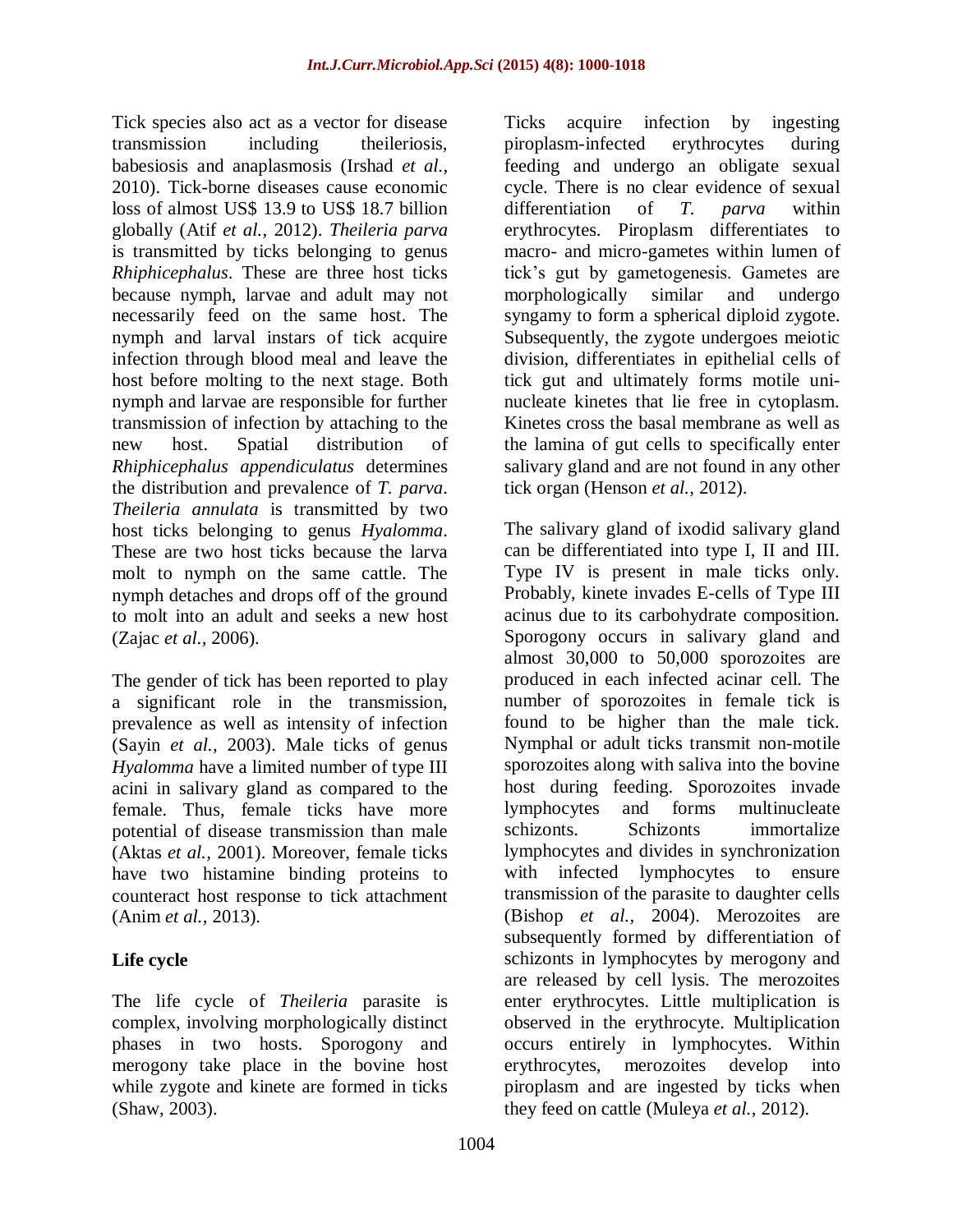Tick species also act as a vector for disease transmission including theileriosis, babesiosis and anaplasmosis (Irshad *et al.,* 2010). Tick-borne diseases cause economic loss of almost US$ 13.9 to US$ 18.7 billion globally (Atif *et al.,* 2012). *Theileria parva* is transmitted by ticks belonging to genus *Rhiphicephalus*. These are three host ticks because nymph, larvae and adult may not necessarily feed on the same host. The nymph and larval instars of tick acquire infection through blood meal and leave the host before molting to the next stage. Both nymph and larvae are responsible for further transmission of infection by attaching to the new host. Spatial distribution of *Rhiphicephalus appendiculatus* determines the distribution and prevalence of *T. parva*. *Theileria annulata* is transmitted by two host ticks belonging to genus *Hyalomma*. These are two host ticks because the larva molt to nymph on the same cattle. The nymph detaches and drops off of the ground to molt into an adult and seeks a new host (Zajac *et al.,* 2006).

The gender of tick has been reported to play a significant role in the transmission, prevalence as well as intensity of infection (Sayin *et al.,* 2003). Male ticks of genus *Hyalomma* have a limited number of type III acini in salivary gland as compared to the female. Thus, female ticks have more potential of disease transmission than male (Aktas *et al.,* 2001). Moreover, female ticks have two histamine binding proteins to counteract host response to tick attachment (Anim *et al.,* 2013).

## Life cycle

The life cycle of *Theileria* parasite is complex, involving morphologically distinct phases in two hosts. Sporogony and merogony take place in the bovine host while zygote and kinete are formed in ticks (Shaw, 2003).

Ticks acquire infection by ingesting piroplasm-infected erythrocytes during feeding and undergo an obligate sexual cycle. There is no clear evidence of sexual differentiation of *T. parva* within erythrocytes. Piroplasm differentiates to macro- and micro-gametes within lumen of tick's gut by gametogenesis. Gametes are morphologically similar and undergo syngamy to form a spherical diploid zygote. Subsequently, the zygote undergoes meiotic division, differentiates in epithelial cells of tick gut and ultimately forms motile uni-nucleate kinetes that lie free in cytoplasm. Kinetes cross the basal membrane as well as the lamina of gut cells to specifically enter salivary gland and are not found in any other tick organ (Henson *et al.,* 2012).

The salivary gland of ixodid salivary gland can be differentiated into type I, II and III. Type IV is present in male ticks only. Probably, kinete invades E-cells of Type III acinus due to its carbohydrate composition. Sporogony occurs in salivary gland and almost 30,000 to 50,000 sporozoites are produced in each infected acinar cell. The number of sporozoites in female tick is found to be higher than the male tick. Nymphal or adult ticks transmit non-motile sporozoites along with saliva into the bovine host during feeding. Sporozoites invade lymphocytes and forms multinucleate schizonts. Schizonts immortalize lymphocytes and divides in synchronization with infected lymphocytes to ensure transmission of the parasite to daughter cells (Bishop *et al.,* 2004). Merozoites are subsequently formed by differentiation of schizonts in lymphocytes by merogony and are released by cell lysis. The merozoites enter erythrocytes. Little multiplication is observed in the erythrocyte. Multiplication occurs entirely in lymphocytes. Within erythrocytes, merozoites develop into piroplasm and are ingested by ticks when they feed on cattle (Muleya *et al.,* 2012).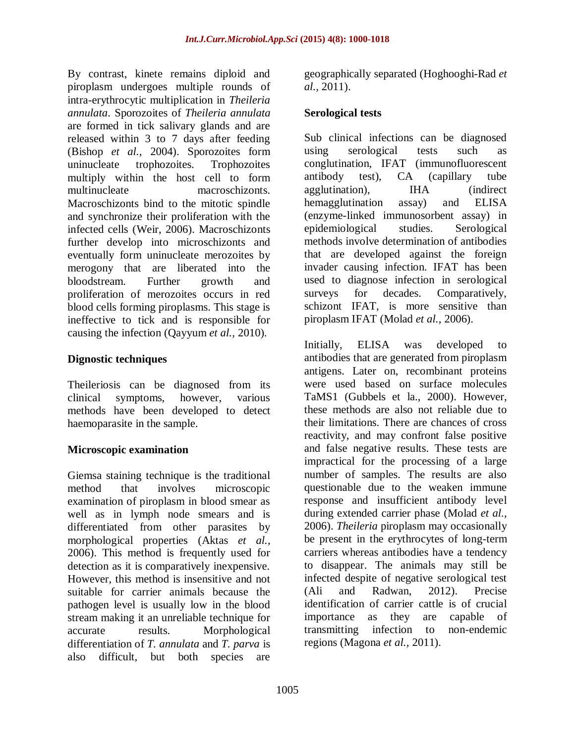By contrast, kinete remains diploid and piroplasm undergoes multiple rounds of intra-erythrocytic multiplication in *Theileria annulata*. Sporozoites of *Theileria annulata* are formed in tick salivary glands and are released within 3 to 7 days after feeding (Bishop *et al.,* 2004). Sporozoites form uninucleate trophozoites. Trophozoites multiply within the host cell to form multinucleate macroschizonts. Macroschizonts bind to the mitotic spindle and synchronize their proliferation with the infected cells (Weir, 2006). Macroschizonts further develop into microschizonts and eventually form uninucleate merozoites by merogony that are liberated into the bloodstream. Further growth and proliferation of merozoites occurs in red blood cells forming piroplasms. This stage is ineffective to tick and is responsible for causing the infection (Qayyum *et al.,* 2010).

## Dignostic techniques

Theileriosis can be diagnosed from its clinical symptoms, however, various methods have been developed to detect haemoparasite in the sample.

## Microscopic examination

Giemsa staining technique is the traditional method that involves microscopic examination of piroplasm in blood smear as well as in lymph node smears and is differentiated from other parasites by morphological properties (Aktas *et al.,* 2006). This method is frequently used for detection as it is comparatively inexpensive. However, this method is insensitive and not suitable for carrier animals because the pathogen level is usually low in the blood stream making it an unreliable technique for accurate results. Morphological differentiation of *T. annulata* and *T. parva* is also difficult, but both species are geographically separated (Hoghooghi-Rad *et al.,* 2011).

## Serological tests

Sub clinical infections can be diagnosed using serological tests such as conglutination, IFAT (immunofluorescent antibody test), CA (capillary tube agglutination), IHA (indirect hemagglutination assay) and ELISA (enzyme-linked immunosorbent assay) in epidemiological studies. Serological methods involve determination of antibodies that are developed against the foreign invader causing infection. IFAT has been used to diagnose infection in serological surveys for decades. Comparatively, schizont IFAT, is more sensitive than piroplasm IFAT (Molad *et al.*, 2006).

Initially, ELISA was developed to antibodies that are generated from piroplasm antigens. Later on, recombinant proteins were used based on surface molecules TaMS1 (Gubbels et la., 2000). However, these methods are also not reliable due to their limitations. There are chances of cross reactivity, and may confront false positive and false negative results. These tests are impractical for the processing of a large number of samples. The results are also questionable due to the weaken immune response and insufficient antibody level during extended carrier phase (Molad *et al.*, 2006). *Theileria* piroplasm may occasionally be present in the erythrocytes of long-term carriers whereas antibodies have a tendency to disappear. The animals may still be infected despite of negative serological test (Ali and Radwan, 2012). Precise identification of carrier cattle is of crucial importance as they are capable of transmitting infection to non-endemic regions (Magona *et al.*, 2011).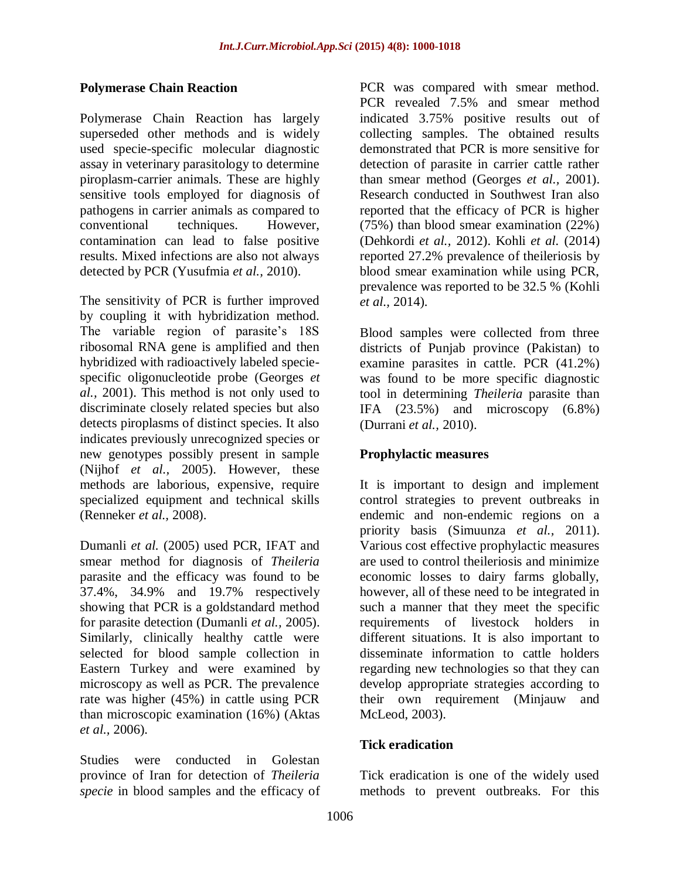## Polymerase Chain Reaction

Polymerase Chain Reaction has largely superseded other methods and is widely used specie-specific molecular diagnostic assay in veterinary parasitology to determine piroplasm-carrier animals. These are highly sensitive tools employed for diagnosis of pathogens in carrier animals as compared to conventional techniques. However, contamination can lead to false positive results. Mixed infections are also not always detected by PCR (Yusufmia *et al.,* 2010).

The sensitivity of PCR is further improved by coupling it with hybridization method. The variable region of parasite's 18S ribosomal RNA gene is amplified and then hybridized with radioactively labeled specie-specific oligonucleotide probe (Georges *et al.,* 2001). This method is not only used to discriminate closely related species but also detects piroplasms of distinct species. It also indicates previously unrecognized species or new genotypes possibly present in sample (Nijhof *et al.,* 2005). However, these methods are laborious, expensive, require specialized equipment and technical skills (Renneker *et al.,* 2008).

Dumanli *et al.* (2005) used PCR, IFAT and smear method for diagnosis of *Theileria* parasite and the efficacy was found to be 37.4%, 34.9% and 19.7% respectively showing that PCR is a goldstandard method for parasite detection (Dumanli *et al.,* 2005). Similarly, clinically healthy cattle were selected for blood sample collection in Eastern Turkey and were examined by microscopy as well as PCR. The prevalence rate was higher (45%) in cattle using PCR than microscopic examination (16%) (Aktas *et al.,* 2006).

Studies were conducted in Golestan province of Iran for detection of *Theileria specie* in blood samples and the efficacy of PCR was compared with smear method. PCR revealed 7.5% and smear method indicated 3.75% positive results out of collecting samples. The obtained results demonstrated that PCR is more sensitive for detection of parasite in carrier cattle rather than smear method (Georges *et al.,* 2001). Research conducted in Southwest Iran also reported that the efficacy of PCR is higher (75%) than blood smear examination (22%) (Dehkordi *et al.,* 2012). Kohli *et al.* (2014) reported 27.2% prevalence of theileriosis by blood smear examination while using PCR, prevalence was reported to be 32.5 % (Kohli *et al.,* 2014).

Blood samples were collected from three districts of Punjab province (Pakistan) to examine parasites in cattle. PCR (41.2%) was found to be more specific diagnostic tool in determining *Theileria* parasite than IFA (23.5%) and microscopy (6.8%) (Durrani *et al.,* 2010).

## Prophylactic measures

It is important to design and implement control strategies to prevent outbreaks in endemic and non-endemic regions on a priority basis (Simuunza *et al.,* 2011). Various cost effective prophylactic measures are used to control theileriosis and minimize economic losses to dairy farms globally, however, all of these need to be integrated in such a manner that they meet the specific requirements of livestock holders in different situations. It is also important to disseminate information to cattle holders regarding new technologies so that they can develop appropriate strategies according to their own requirement (Minjauw and McLeod, 2003).

## Tick eradication

Tick eradication is one of the widely used methods to prevent outbreaks. For this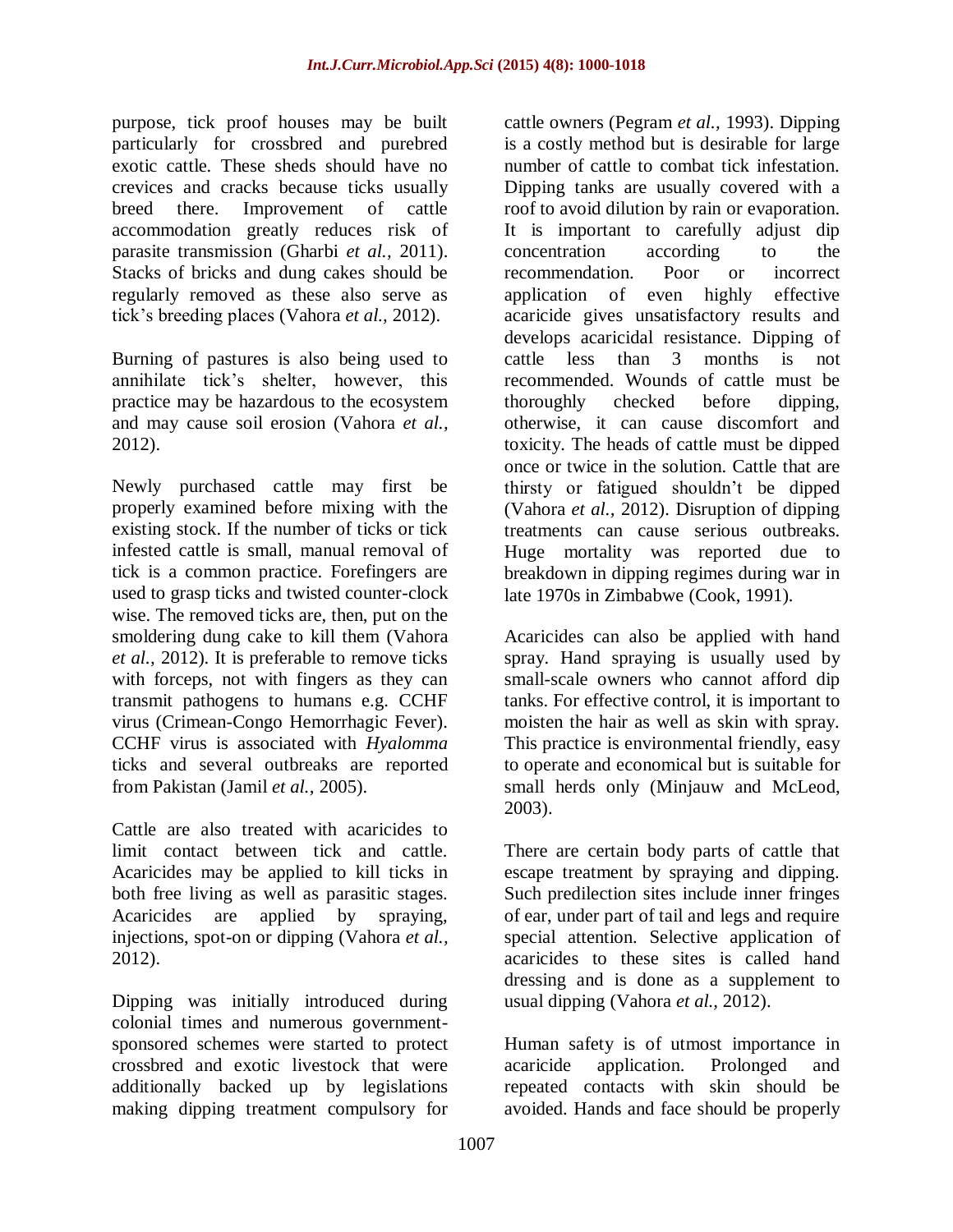purpose, tick proof houses may be built particularly for crossbred and purebred exotic cattle. These sheds should have no crevices and cracks because ticks usually breed there. Improvement of cattle accommodation greatly reduces risk of parasite transmission (Gharbi *et al.,* 2011). Stacks of bricks and dung cakes should be regularly removed as these also serve as tick's breeding places (Vahora *et al.,* 2012).

Burning of pastures is also being used to annihilate tick's shelter, however, this practice may be hazardous to the ecosystem and may cause soil erosion (Vahora *et al.,* 2012).

Newly purchased cattle may first be properly examined before mixing with the existing stock. If the number of ticks or tick infested cattle is small, manual removal of tick is a common practice. Forefingers are used to grasp ticks and twisted counter-clock wise. The removed ticks are, then, put on the smoldering dung cake to kill them (Vahora *et al.,* 2012). It is preferable to remove ticks with forceps, not with fingers as they can transmit pathogens to humans e.g. CCHF virus (Crimean-Congo Hemorrhagic Fever). CCHF virus is associated with *Hyalomma* ticks and several outbreaks are reported from Pakistan (Jamil *et al.,* 2005).

Cattle are also treated with acaricides to limit contact between tick and cattle. Acaricides may be applied to kill ticks in both free living as well as parasitic stages. Acaricides are applied by spraying, injections, spot-on or dipping (Vahora *et al.,* 2012).

Dipping was initially introduced during colonial times and numerous government-sponsored schemes were started to protect crossbred and exotic livestock that were additionally backed up by legislations making dipping treatment compulsory for cattle owners (Pegram *et al.,* 1993). Dipping is a costly method but is desirable for large number of cattle to combat tick infestation. Dipping tanks are usually covered with a roof to avoid dilution by rain or evaporation. It is important to carefully adjust dip concentration according to the recommendation. Poor or incorrect application of even highly effective acaricide gives unsatisfactory results and develops acaricidal resistance. Dipping of cattle less than 3 months is not recommended. Wounds of cattle must be thoroughly checked before dipping, otherwise, it can cause discomfort and toxicity. The heads of cattle must be dipped once or twice in the solution. Cattle that are thirsty or fatigued shouldn't be dipped (Vahora *et al.,* 2012). Disruption of dipping treatments can cause serious outbreaks. Huge mortality was reported due to breakdown in dipping regimes during war in late 1970s in Zimbabwe (Cook, 1991).

Acaricides can also be applied with hand spray. Hand spraying is usually used by small-scale owners who cannot afford dip tanks. For effective control, it is important to moisten the hair as well as skin with spray. This practice is environmental friendly, easy to operate and economical but is suitable for small herds only (Minjauw and McLeod, 2003).

There are certain body parts of cattle that escape treatment by spraying and dipping. Such predilection sites include inner fringes of ear, under part of tail and legs and require special attention. Selective application of acaricides to these sites is called hand dressing and is done as a supplement to usual dipping (Vahora *et al.,* 2012).

Human safety is of utmost importance in acaricide application. Prolonged and repeated contacts with skin should be avoided. Hands and face should be properly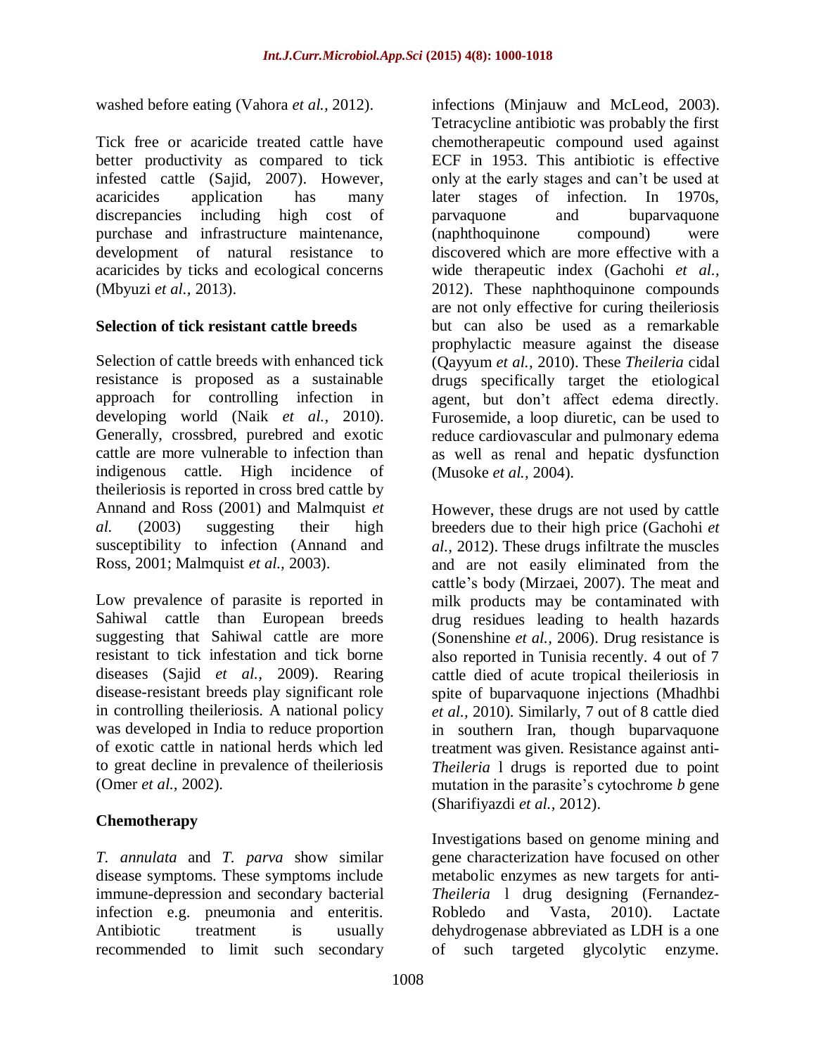washed before eating (Vahora *et al.,* 2012).

Tick free or acaricide treated cattle have better productivity as compared to tick infested cattle (Sajid, 2007). However, acaricides application has many discrepancies including high cost of purchase and infrastructure maintenance, development of natural resistance to acaricides by ticks and ecological concerns (Mbyuzi *et al.,* 2013).

### Selection of tick resistant cattle breeds

Selection of cattle breeds with enhanced tick resistance is proposed as a sustainable approach for controlling infection in developing world (Naik *et al.,* 2010). Generally, crossbred, purebred and exotic cattle are more vulnerable to infection than indigenous cattle. High incidence of theileriosis is reported in cross bred cattle by Annand and Ross (2001) and Malmquist *et al.* (2003) suggesting their high susceptibility to infection (Annand and Ross, 2001; Malmquist *et al.,* 2003).

Low prevalence of parasite is reported in Sahiwal cattle than European breeds suggesting that Sahiwal cattle are more resistant to tick infestation and tick borne diseases (Sajid *et al.,* 2009). Rearing disease-resistant breeds play significant role in controlling theileriosis. A national policy was developed in India to reduce proportion of exotic cattle in national herds which led to great decline in prevalence of theileriosis (Omer *et al.,* 2002).

### Chemotherapy

*T. annulata* and *T. parva* show similar disease symptoms. These symptoms include immune-depression and secondary bacterial infection e.g. pneumonia and enteritis. Antibiotic treatment is usually recommended to limit such secondary infections (Minjauw and McLeod, 2003). Tetracycline antibiotic was probably the first chemotherapeutic compound used against ECF in 1953. This antibiotic is effective only at the early stages and can't be used at later stages of infection. In 1970s, parvaquone and buparvaquone (naphthoquinone compound) were discovered which are more effective with a wide therapeutic index (Gachohi *et al.,* 2012). These naphthoquinone compounds are not only effective for curing theileriosis but can also be used as a remarkable prophylactic measure against the disease (Qayyum *et al.,* 2010). These *Theileria* cidal drugs specifically target the etiological agent, but don't affect edema directly. Furosemide, a loop diuretic, can be used to reduce cardiovascular and pulmonary edema as well as renal and hepatic dysfunction (Musoke *et al.,* 2004).

However, these drugs are not used by cattle breeders due to their high price (Gachohi *et al.,* 2012). These drugs infiltrate the muscles and are not easily eliminated from the cattle's body (Mirzaei, 2007). The meat and milk products may be contaminated with drug residues leading to health hazards (Sonenshine *et al.,* 2006). Drug resistance is also reported in Tunisia recently. 4 out of 7 cattle died of acute tropical theileriosis in spite of buparvaquone injections (Mhadhbi *et al.,* 2010). Similarly, 7 out of 8 cattle died in southern Iran, though buparvaquone treatment was given. Resistance against anti-*Theileria* l drugs is reported due to point mutation in the parasite's cytochrome *b* gene (Sharifiyazdi *et al.,* 2012).

Investigations based on genome mining and gene characterization have focused on other metabolic enzymes as new targets for anti-*Theileria* l drug designing (Fernandez-Robledo and Vasta, 2010). Lactate dehydrogenase abbreviated as LDH is a one of such targeted glycolytic enzyme.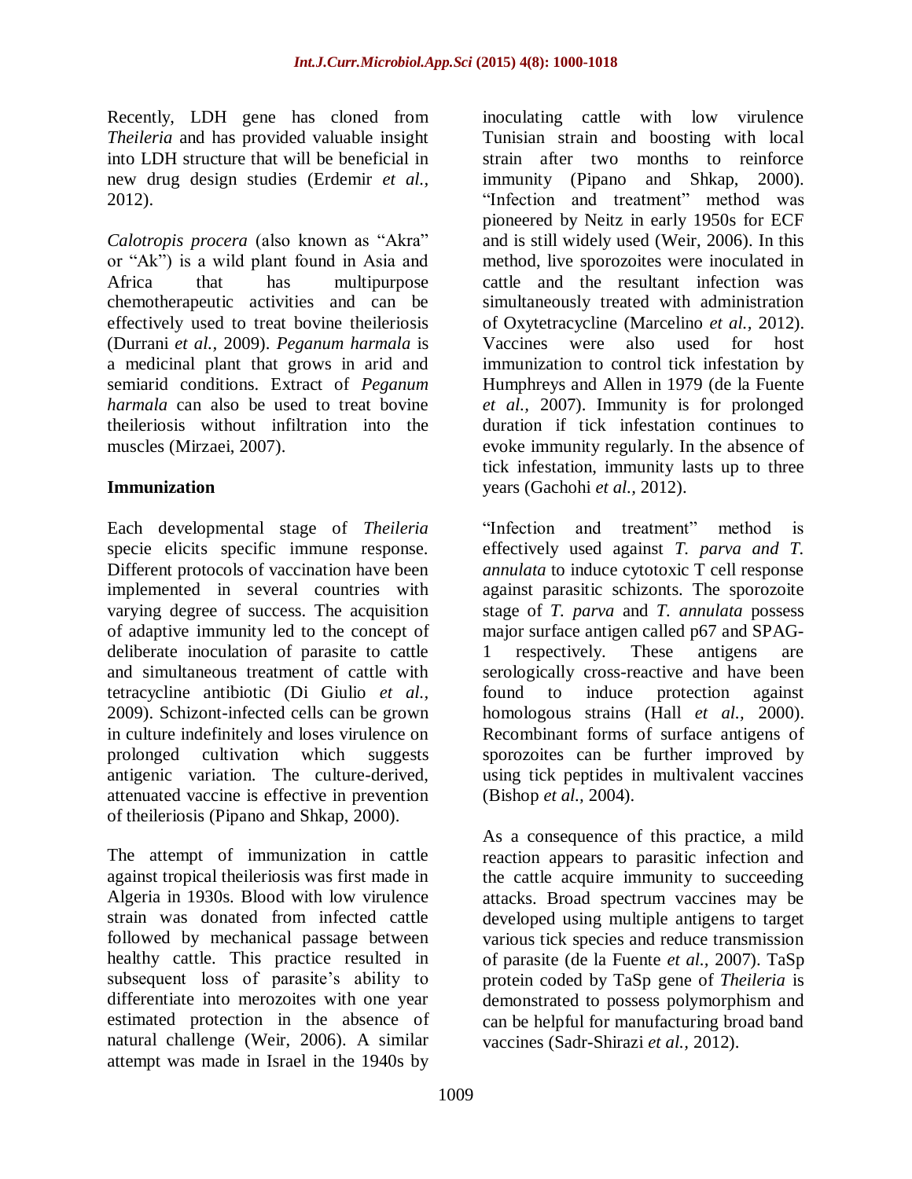Recently, LDH gene has cloned from *Theileria* and has provided valuable insight into LDH structure that will be beneficial in new drug design studies (Erdemir *et al.,* 2012).

*Calotropis procera* (also known as "Akra" or "Ak") is a wild plant found in Asia and Africa that has multipurpose chemotherapeutic activities and can be effectively used to treat bovine theileriosis (Durrani *et al.,* 2009). *Peganum harmala* is a medicinal plant that grows in arid and semiarid conditions. Extract of *Peganum harmala* can also be used to treat bovine theileriosis without infiltration into the muscles (Mirzaei, 2007).

## Immunization

Each developmental stage of *Theileria* specie elicits specific immune response. Different protocols of vaccination have been implemented in several countries with varying degree of success. The acquisition of adaptive immunity led to the concept of deliberate inoculation of parasite to cattle and simultaneous treatment of cattle with tetracycline antibiotic (Di Giulio *et al.,* 2009). Schizont-infected cells can be grown in culture indefinitely and loses virulence on prolonged cultivation which suggests antigenic variation. The culture-derived, attenuated vaccine is effective in prevention of theileriosis (Pipano and Shkap, 2000).

The attempt of immunization in cattle against tropical theileriosis was first made in Algeria in 1930s. Blood with low virulence strain was donated from infected cattle followed by mechanical passage between healthy cattle. This practice resulted in subsequent loss of parasite's ability to differentiate into merozoites with one year estimated protection in the absence of natural challenge (Weir, 2006). A similar attempt was made in Israel in the 1940s by inoculating cattle with low virulence Tunisian strain and boosting with local strain after two months to reinforce immunity (Pipano and Shkap, 2000). "Infection and treatment" method was pioneered by Neitz in early 1950s for ECF and is still widely used (Weir, 2006). In this method, live sporozoites were inoculated in cattle and the resultant infection was simultaneously treated with administration of Oxytetracycline (Marcelino *et al.,* 2012). Vaccines were also used for host immunization to control tick infestation by Humphreys and Allen in 1979 (de la Fuente *et al.,* 2007). Immunity is for prolonged duration if tick infestation continues to evoke immunity regularly. In the absence of tick infestation, immunity lasts up to three years (Gachohi *et al.,* 2012).

"Infection and treatment" method is effectively used against *T. parva and T. annulata* to induce cytotoxic T cell response against parasitic schizonts. The sporozoite stage of *T. parva* and *T. annulata* possess major surface antigen called p67 and SPAG-1 respectively. These antigens are serologically cross-reactive and have been found to induce protection against homologous strains (Hall *et al.,* 2000). Recombinant forms of surface antigens of sporozoites can be further improved by using tick peptides in multivalent vaccines (Bishop *et al.,* 2004).

As a consequence of this practice, a mild reaction appears to parasitic infection and the cattle acquire immunity to succeeding attacks. Broad spectrum vaccines may be developed using multiple antigens to target various tick species and reduce transmission of parasite (de la Fuente *et al.,* 2007). TaSp protein coded by TaSp gene of *Theileria* is demonstrated to possess polymorphism and can be helpful for manufacturing broad band vaccines (Sadr-Shirazi *et al.,* 2012).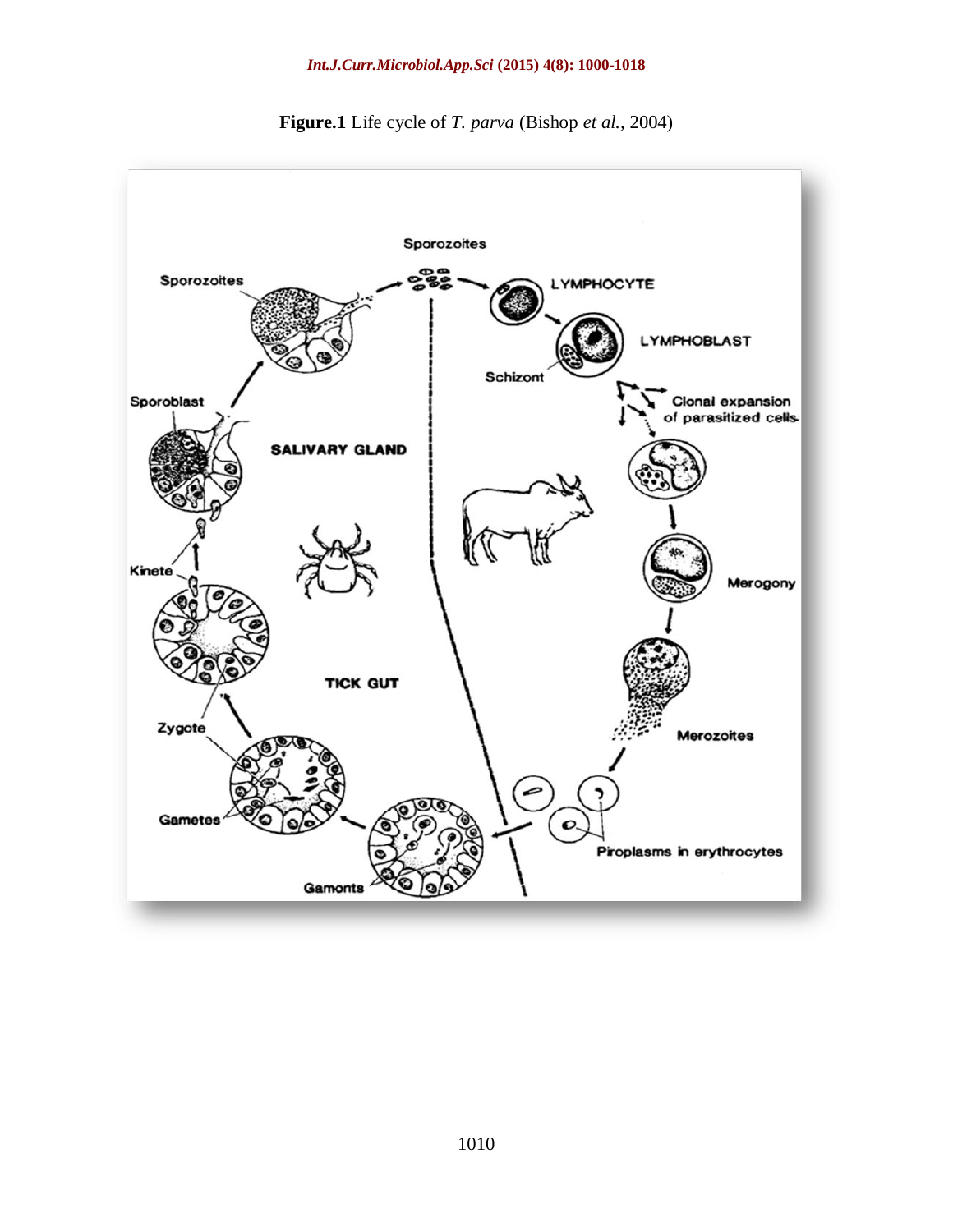**Figure.1** Life cycle of *T. parva* (Bishop *et al.,* 2004)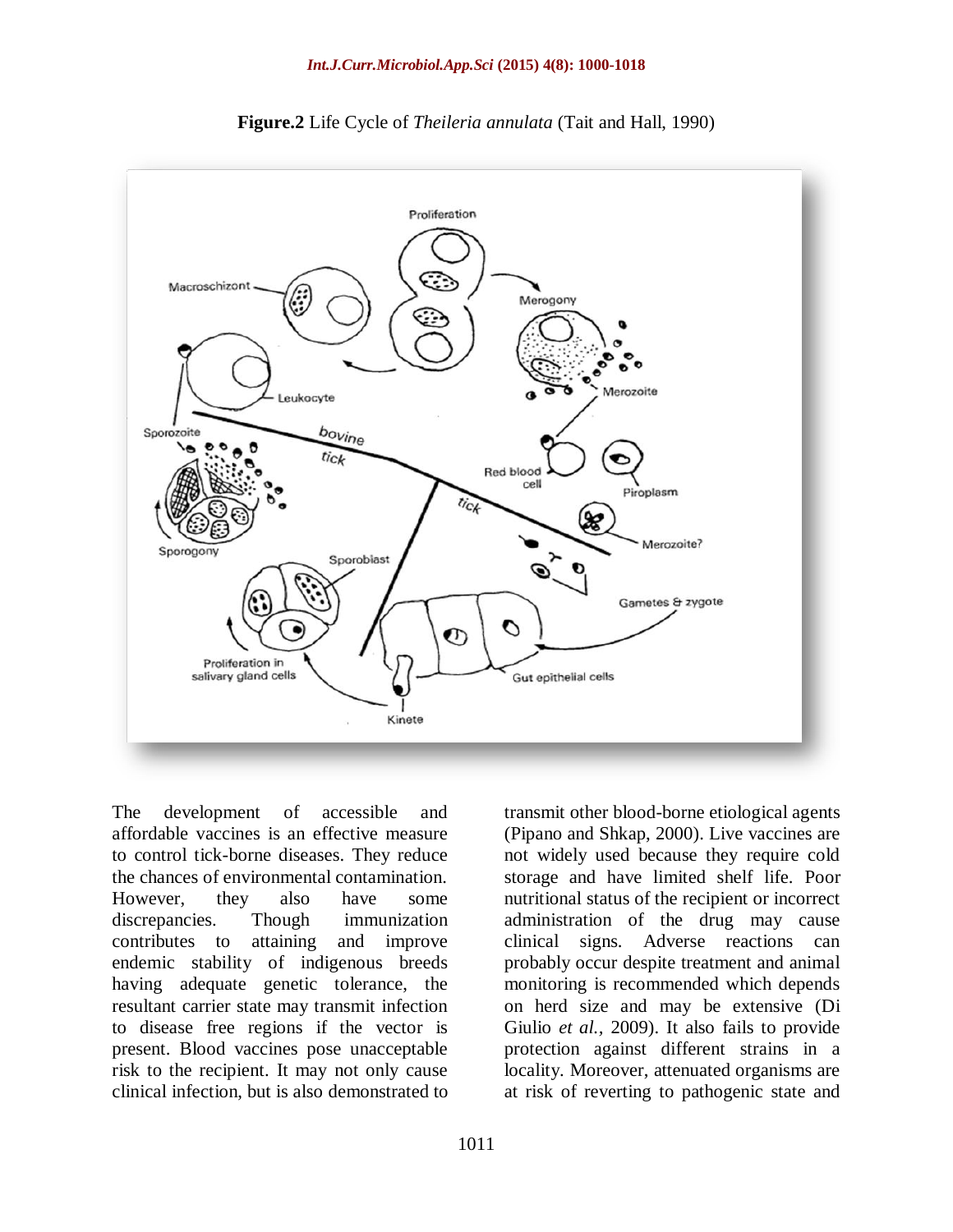**Figure.2** Life Cycle of *Theileria annulata* (Tait and Hall, 1990)

The development of accessible and affordable vaccines is an effective measure to control tick-borne diseases. They reduce the chances of environmental contamination. However, they also have some discrepancies. Though immunization contributes to attaining and improve endemic stability of indigenous breeds having adequate genetic tolerance, the resultant carrier state may transmit infection to disease free regions if the vector is present. Blood vaccines pose unacceptable risk to the recipient. It may not only cause clinical infection, but is also demonstrated to transmit other blood-borne etiological agents (Pipano and Shkap, 2000). Live vaccines are not widely used because they require cold storage and have limited shelf life. Poor nutritional status of the recipient or incorrect administration of the drug may cause clinical signs. Adverse reactions can probably occur despite treatment and animal monitoring is recommended which depends on herd size and may be extensive (Di Giulio *et al.*, 2009). It also fails to provide protection against different strains in a locality. Moreover, attenuated organisms are at risk of reverting to pathogenic state and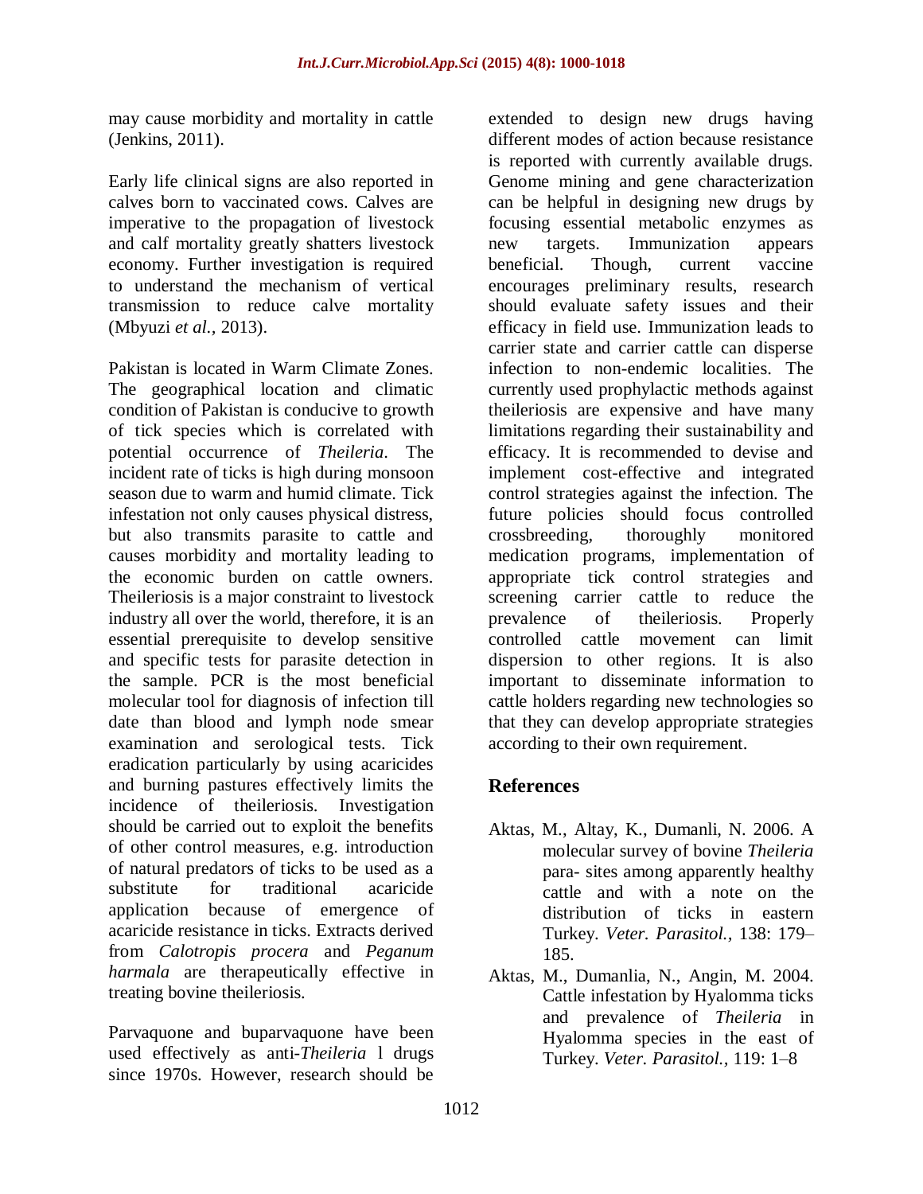may cause morbidity and mortality in cattle (Jenkins, 2011).

Early life clinical signs are also reported in calves born to vaccinated cows. Calves are imperative to the propagation of livestock and calf mortality greatly shatters livestock economy. Further investigation is required to understand the mechanism of vertical transmission to reduce calve mortality (Mbyuzi *et al.*, 2013).

Pakistan is located in Warm Climate Zones. The geographical location and climatic condition of Pakistan is conducive to growth of tick species which is correlated with potential occurrence of *Theileria*. The incident rate of ticks is high during monsoon season due to warm and humid climate. Tick infestation not only causes physical distress, but also transmits parasite to cattle and causes morbidity and mortality leading to the economic burden on cattle owners. Theileriosis is a major constraint to livestock industry all over the world, therefore, it is an essential prerequisite to develop sensitive and specific tests for parasite detection in the sample. PCR is the most beneficial molecular tool for diagnosis of infection till date than blood and lymph node smear examination and serological tests. Tick eradication particularly by using acaricides and burning pastures effectively limits the incidence of theileriosis. Investigation should be carried out to exploit the benefits of other control measures, e.g. introduction of natural predators of ticks to be used as a substitute for traditional acaricide application because of emergence of acaricide resistance in ticks. Extracts derived from *Calotropis procera* and *Peganum harmala* are therapeutically effective in treating bovine theileriosis.

Parvaquone and buparvaquone have been used effectively as anti-*Theileria* l drugs since 1970s. However, research should be extended to design new drugs having different modes of action because resistance is reported with currently available drugs. Genome mining and gene characterization can be helpful in designing new drugs by focusing essential metabolic enzymes as new targets. Immunization appears beneficial. Though, current vaccine encourages preliminary results, research should evaluate safety issues and their efficacy in field use. Immunization leads to carrier state and carrier cattle can disperse infection to non-endemic localities. The currently used prophylactic methods against theileriosis are expensive and have many limitations regarding their sustainability and efficacy. It is recommended to devise and implement cost-effective and integrated control strategies against the infection. The future policies should focus controlled crossbreeding, thoroughly monitored medication programs, implementation of appropriate tick control strategies and screening carrier cattle to reduce the prevalence of theileriosis. Properly controlled cattle movement can limit dispersion to other regions. It is also important to disseminate information to cattle holders regarding new technologies so that they can develop appropriate strategies according to their own requirement.

## References

Aktas, M., Altay, K., Dumanli, N. 2006. A molecular survey of bovine *Theileria* para- sites among apparently healthy cattle and with a note on the distribution of ticks in eastern Turkey. *Veter. Parasitol.,* 138: 179–185.

Aktas, M., Dumanlia, N., Angin, M. 2004. Cattle infestation by Hyalomma ticks and prevalence of *Theileria* in Hyalomma species in the east of Turkey. *Veter. Parasitol.,* 119: 1–8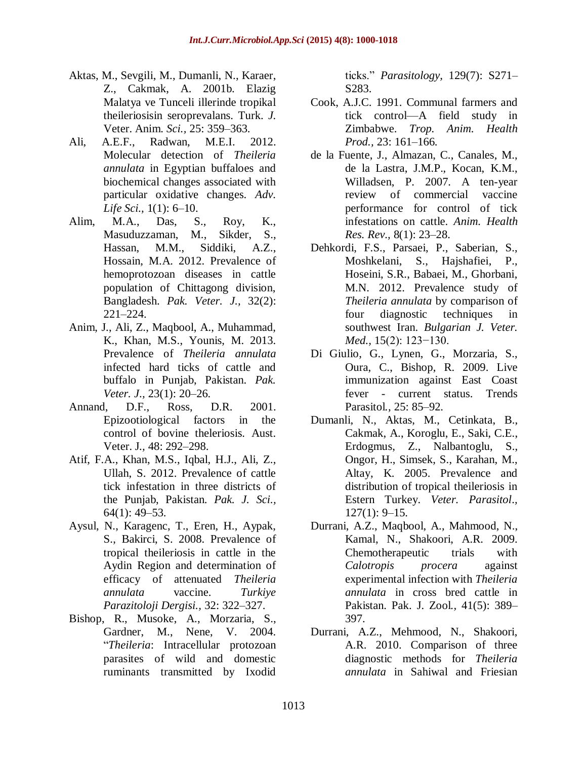Aktas, M., Sevgili, M., Dumanli, N., Karaer, Z., Cakmak, A. 2001b. Elazig Malatya ve Tunceli illerinde tropikal theileriosisin seroprevalans. Turk. *J.* Veter. Anim. *Sci.,* 25: 359–363.

Ali, A.E.F., Radwan, M.E.I. 2012. Molecular detection of *Theileria annulata* in Egyptian buffaloes and biochemical changes associated with particular oxidative changes. *Adv. Life Sci.,* 1(1): 6–10.

Alim, M.A., Das, S., Roy, K., Masuduzzaman, M., Sikder, S., Hassan, M.M., Siddiki, A.Z., Hossain, M.A. 2012. Prevalence of hemoprotozoan diseases in cattle population of Chittagong division, Bangladesh. *Pak. Veter. J.,* 32(2): 221–224.

Anim, J., Ali, Z., Maqbool, A., Muhammad, K., Khan, M.S., Younis, M. 2013. Prevalence of *Theileria annulata* infected hard ticks of cattle and buffalo in Punjab, Pakistan. *Pak. Veter. J.,* 23(1): 20–26.

Annand, D.F., Ross, D.R. 2001. Epizootiological factors in the control of bovine theleriosis. Aust. Veter. J., 48: 292–298.

Atif, F.A., Khan, M.S., Iqbal, H.J., Ali, Z., Ullah, S. 2012. Prevalence of cattle tick infestation in three districts of the Punjab, Pakistan. *Pak. J. Sci.,* 64(1): 49–53.

Aysul, N., Karagenc, T., Eren, H., Aypak, S., Bakirci, S. 2008. Prevalence of tropical theileriosis in cattle in the Aydin Region and determination of efficacy of attenuated *Theileria annulata* vaccine. *Turkiye Parazitoloji Dergisi.,* 32: 322–327.

Bishop, R., Musoke, A., Morzaria, S., Gardner, M., Nene, V. 2004. "*Theileria*: Intracellular protozoan parasites of wild and domestic ruminants transmitted by Ixodid ticks." *Parasitology,* 129(7): S271–S283.

Cook, A.J.C. 1991. Communal farmers and tick control—A field study in Zimbabwe. *Trop. Anim. Health Prod.,* 23: 161–166.

de la Fuente, J., Almazan, C., Canales, M., de la Lastra, J.M.P., Kocan, K.M., Willadsen, P. 2007. A ten-year review of commercial vaccine performance for control of tick infestations on cattle. *Anim. Health Res. Rev.,* 8(1): 23–28.

Dehkordi, F.S., Parsaei, P., Saberian, S., Moshkelani, S., Hajshafiei, P., Hoseini, S.R., Babaei, M., Ghorbani, M.N. 2012. Prevalence study of *Theileria annulata* by comparison of four diagnostic techniques in southwest Iran. *Bulgarian J. Veter. Med.,* 15(2): 123−130.

Di Giulio, G., Lynen, G., Morzaria, S., Oura, C., Bishop, R. 2009. Live immunization against East Coast fever - current status. Trends Parasitol*.,* 25: 85–92.

Dumanli, N., Aktas, M., Cetinkata, B., Cakmak, A., Koroglu, E., Saki, C.E., Erdogmus, Z., Nalbantoglu, S., Ongor, H., Simsek, S., Karahan, M., Altay, K. 2005. Prevalence and distribution of tropical theileriosis in Estern Turkey. *Veter. Parasitol.,* 127(1): 9–15.

Durrani, A.Z., Maqbool, A., Mahmood, N., Kamal, N., Shakoori, A.R. 2009. Chemotherapeutic trials with *Calotropis procera* against experimental infection with *Theileria annulata* in cross bred cattle in Pakistan. Pak. J. Zool., 41(5): 389–397.

Durrani, A.Z., Mehmood, N., Shakoori, A.R. 2010. Comparison of three diagnostic methods for *Theileria annulata* in Sahiwal and Friesian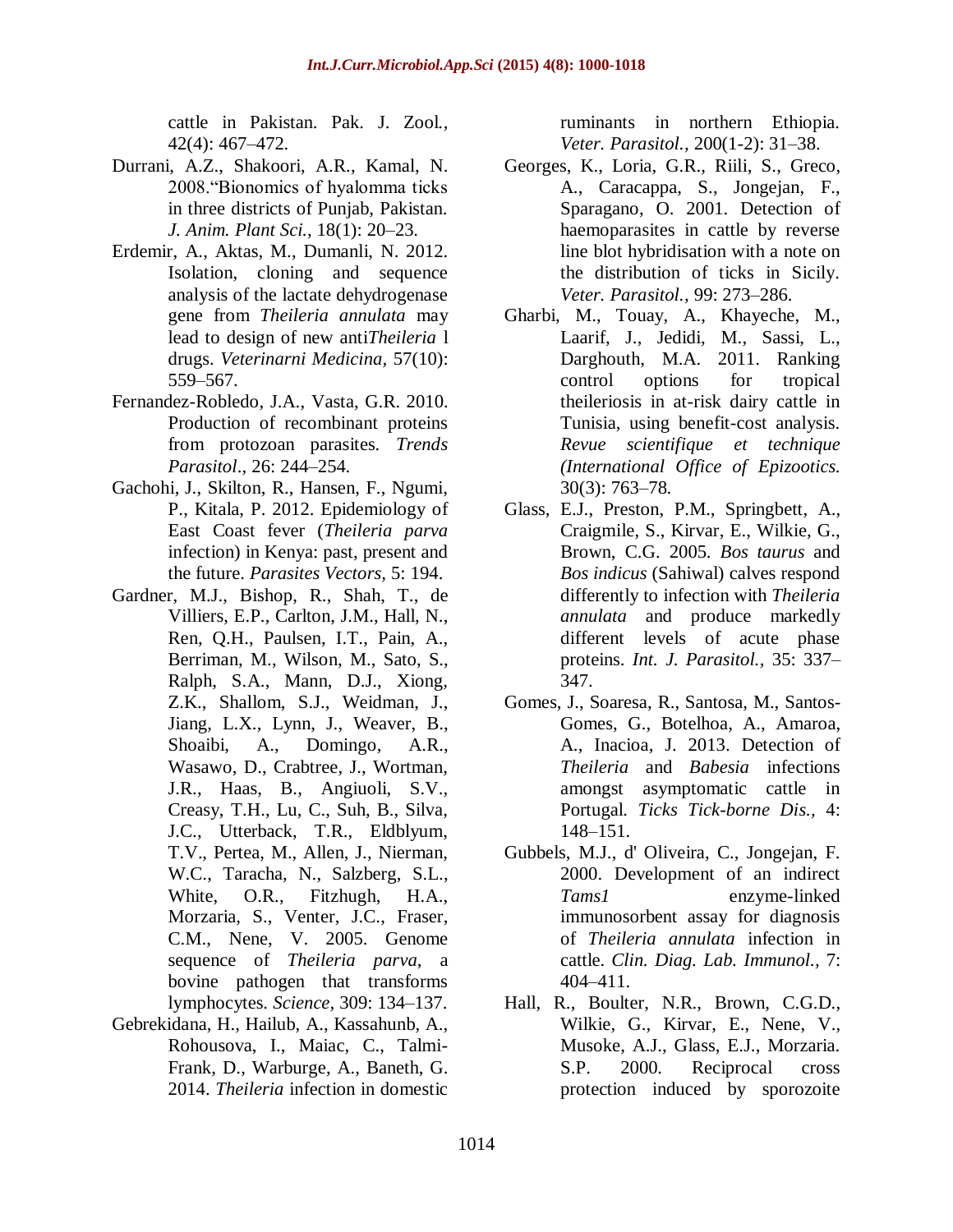cattle in Pakistan. Pak. J. Zool., 42(4): 467–472.

Durrani, A.Z., Shakoori, A.R., Kamal, N. 2008."Bionomics of hyalomma ticks in three districts of Punjab, Pakistan. *J. Anim. Plant Sci.*, 18(1): 20–23.

Erdemir, A., Aktas, M., Dumanli, N. 2012. Isolation, cloning and sequence analysis of the lactate dehydrogenase gene from *Theileria annulata* may lead to design of new anti*Theileria* l drugs. *Veterinarni Medicina,* 57(10): 559–567.

Fernandez-Robledo, J.A., Vasta, G.R. 2010. Production of recombinant proteins from protozoan parasites. *Trends Parasitol*., 26: 244–254.

Gachohi, J., Skilton, R., Hansen, F., Ngumi, P., Kitala, P. 2012. Epidemiology of East Coast fever (*Theileria parva* infection) in Kenya: past, present and the future. *Parasites Vectors,* 5: 194.

Gardner, M.J., Bishop, R., Shah, T., de Villiers, E.P., Carlton, J.M., Hall, N., Ren, Q.H., Paulsen, I.T., Pain, A., Berriman, M., Wilson, M., Sato, S., Ralph, S.A., Mann, D.J., Xiong, Z.K., Shallom, S.J., Weidman, J., Jiang, L.X., Lynn, J., Weaver, B., Shoaibi, A., Domingo, A.R., Wasawo, D., Crabtree, J., Wortman, J.R., Haas, B., Angiuoli, S.V., Creasy, T.H., Lu, C., Suh, B., Silva, J.C., Utterback, T.R., Eldblyum, T.V., Pertea, M., Allen, J., Nierman, W.C., Taracha, N., Salzberg, S.L., White, O.R., Fitzhugh, H.A., Morzaria, S., Venter, J.C., Fraser, C.M., Nene, V. 2005. Genome sequence of *Theileria parva*, a bovine pathogen that transforms lymphocytes. *Science,* 309: 134–137.

Gebrekidana, H., Hailub, A., Kassahunb, A., Rohousova, I., Maiac, C., Talmi-Frank, D., Warburge, A., Baneth, G. 2014. *Theileria* infection in domestic ruminants in northern Ethiopia. *Veter. Parasitol.,* 200(1-2): 31–38.

Georges, K., Loria, G.R., Riili, S., Greco, A., Caracappa, S., Jongejan, F., Sparagano, O. 2001. Detection of haemoparasites in cattle by reverse line blot hybridisation with a note on the distribution of ticks in Sicily. *Veter. Parasitol.,* 99: 273–286.

Gharbi, M., Touay, A., Khayeche, M., Laarif, J., Jedidi, M., Sassi, L., Darghouth, M.A. 2011. Ranking control options for tropical theileriosis in at-risk dairy cattle in Tunisia, using benefit-cost analysis. *Revue scientifique et technique (International Office of Epizootics.* 30(3): 763–78.

Glass, E.J., Preston, P.M., Springbett, A., Craigmile, S., Kirvar, E., Wilkie, G., Brown, C.G. 2005. *Bos taurus* and *Bos indicus* (Sahiwal) calves respond differently to infection with *Theileria annulata* and produce markedly different levels of acute phase proteins. *Int. J. Parasitol.*, 35: 337–347.

Gomes, J., Soaresa, R., Santosa, M., Santos-Gomes, G., Botelhoa, A., Amaroa, A., Inacioa, J. 2013. Detection of *Theileria* and *Babesia* infections amongst asymptomatic cattle in Portugal. *Ticks Tick-borne Dis.,* 4: 148–151.

Gubbels, M.J., d' Oliveira, C., Jongejan, F. 2000. Development of an indirect *Tams1* enzyme-linked immunosorbent assay for diagnosis of *Theileria annulata* infection in cattle. *Clin. Diag. Lab. Immunol.,* 7: 404–411.

Hall, R., Boulter, N.R., Brown, C.G.D., Wilkie, G., Kirvar, E., Nene, V., Musoke, A.J., Glass, E.J., Morzaria. S.P. 2000. Reciprocal cross protection induced by sporozoite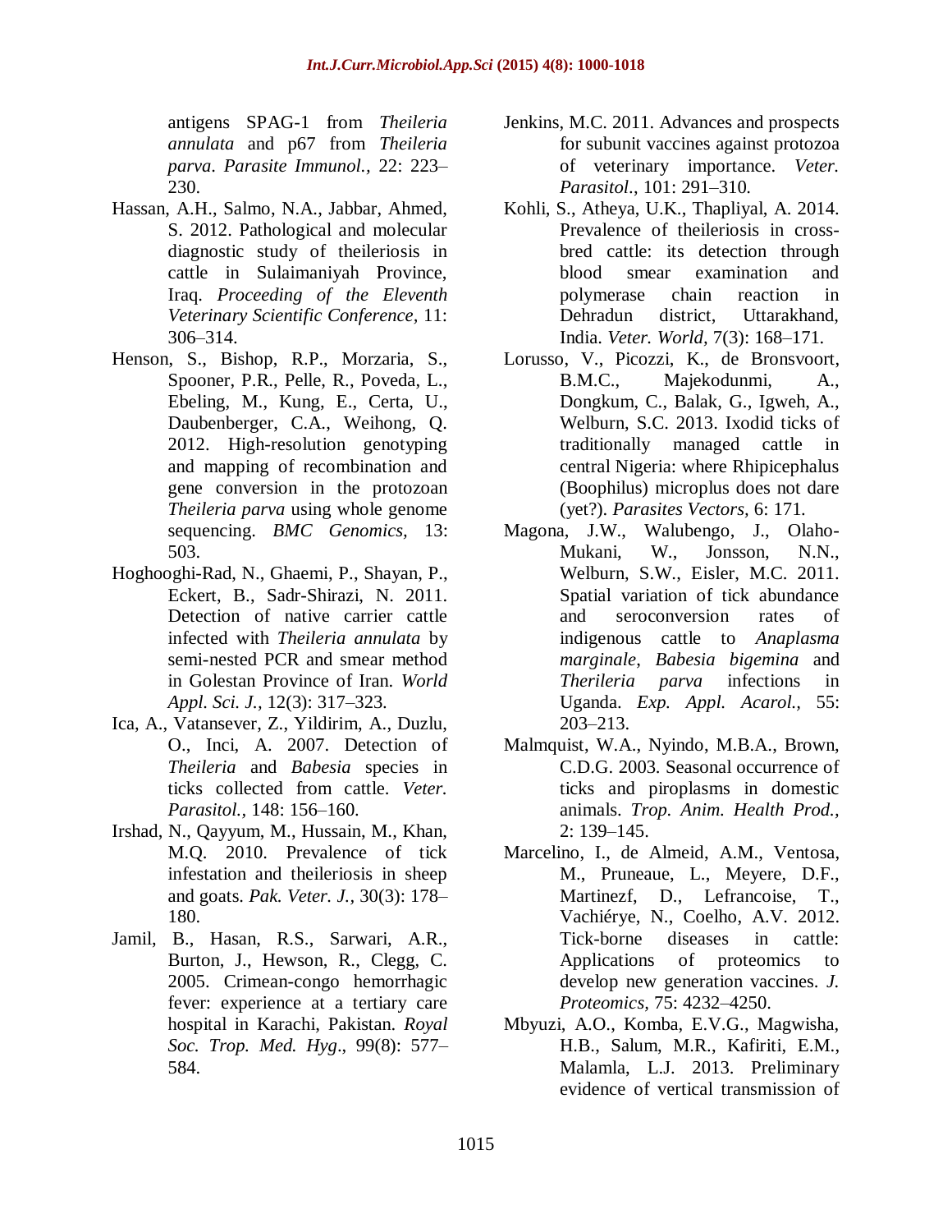antigens SPAG-1 from *Theileria annulata* and p67 from *Theileria parva*. *Parasite Immunol.,* 22: 223–230.

Hassan, A.H., Salmo, N.A., Jabbar, Ahmed, S. 2012. Pathological and molecular diagnostic study of theileriosis in cattle in Sulaimaniyah Province, Iraq. *Proceeding of the Eleventh Veterinary Scientific Conference,* 11: 306–314.

Henson, S., Bishop, R.P., Morzaria, S., Spooner, P.R., Pelle, R., Poveda, L., Ebeling, M., Kung, E., Certa, U., Daubenberger, C.A., Weihong, Q. 2012. High-resolution genotyping and mapping of recombination and gene conversion in the protozoan *Theileria parva* using whole genome sequencing. *BMC Genomics,* 13: 503.

Hoghooghi-Rad, N., Ghaemi, P., Shayan, P., Eckert, B., Sadr-Shirazi, N. 2011. Detection of native carrier cattle infected with *Theileria annulata* by semi-nested PCR and smear method in Golestan Province of Iran. *World Appl. Sci. J.,* 12(3): 317–323.

Ica, A., Vatansever, Z., Yildirim, A., Duzlu, O., Inci, A. 2007. Detection of *Theileria* and *Babesia* species in ticks collected from cattle. *Veter. Parasitol.,* 148: 156–160.

Irshad, N., Qayyum, M., Hussain, M., Khan, M.Q. 2010. Prevalence of tick infestation and theileriosis in sheep and goats. *Pak. Veter. J.,* 30(3): 178–180.

Jamil, B., Hasan, R.S., Sarwari, A.R., Burton, J., Hewson, R., Clegg, C. 2005. Crimean-congo hemorrhagic fever: experience at a tertiary care hospital in Karachi, Pakistan. *Royal Soc. Trop. Med. Hyg*., 99(8): 577–584.

Jenkins, M.C. 2011. Advances and prospects for subunit vaccines against protozoa of veterinary importance. *Veter. Parasitol*., 101: 291–310.

Kohli, S., Atheya, U.K., Thapliyal, A. 2014. Prevalence of theileriosis in cross-bred cattle: its detection through blood smear examination and polymerase chain reaction in Dehradun district, Uttarakhand, India. *Veter. World,* 7(3): 168–171.

Lorusso, V., Picozzi, K., de Bronsvoort, B.M.C., Majekodunmi, A., Dongkum, C., Balak, G., Igweh, A., Welburn, S.C. 2013. Ixodid ticks of traditionally managed cattle in central Nigeria: where Rhipicephalus (Boophilus) microplus does not dare (yet?). *Parasites Vectors,* 6: 171.

Magona, J.W., Walubengo, J., Olaho-Mukani, W., Jonsson, N.N., Welburn, S.W., Eisler, M.C. 2011. Spatial variation of tick abundance and seroconversion rates of indigenous cattle to *Anaplasma marginale*, *Babesia bigemina* and *Therileria parva* infections in Uganda. *Exp. Appl. Acarol.,* 55: 203–213.

Malmquist, W.A., Nyindo, M.B.A., Brown, C.D.G. 2003. Seasonal occurrence of ticks and piroplasms in domestic animals. *Trop. Anim. Health Prod.,* 2: 139–145.

Marcelino, I., de Almeid, A.M., Ventosa, M., Pruneaue, L., Meyere, D.F., Martinezf, D., Lefrancoise, T., Vachiérye, N., Coelho, A.V. 2012. Tick-borne diseases in cattle: Applications of proteomics to develop new generation vaccines. *J. Proteomics,* 75: 4232–4250.

Mbyuzi, A.O., Komba, E.V.G., Magwisha, H.B., Salum, M.R., Kafiriti, E.M., Malamla, L.J. 2013. Preliminary evidence of vertical transmission of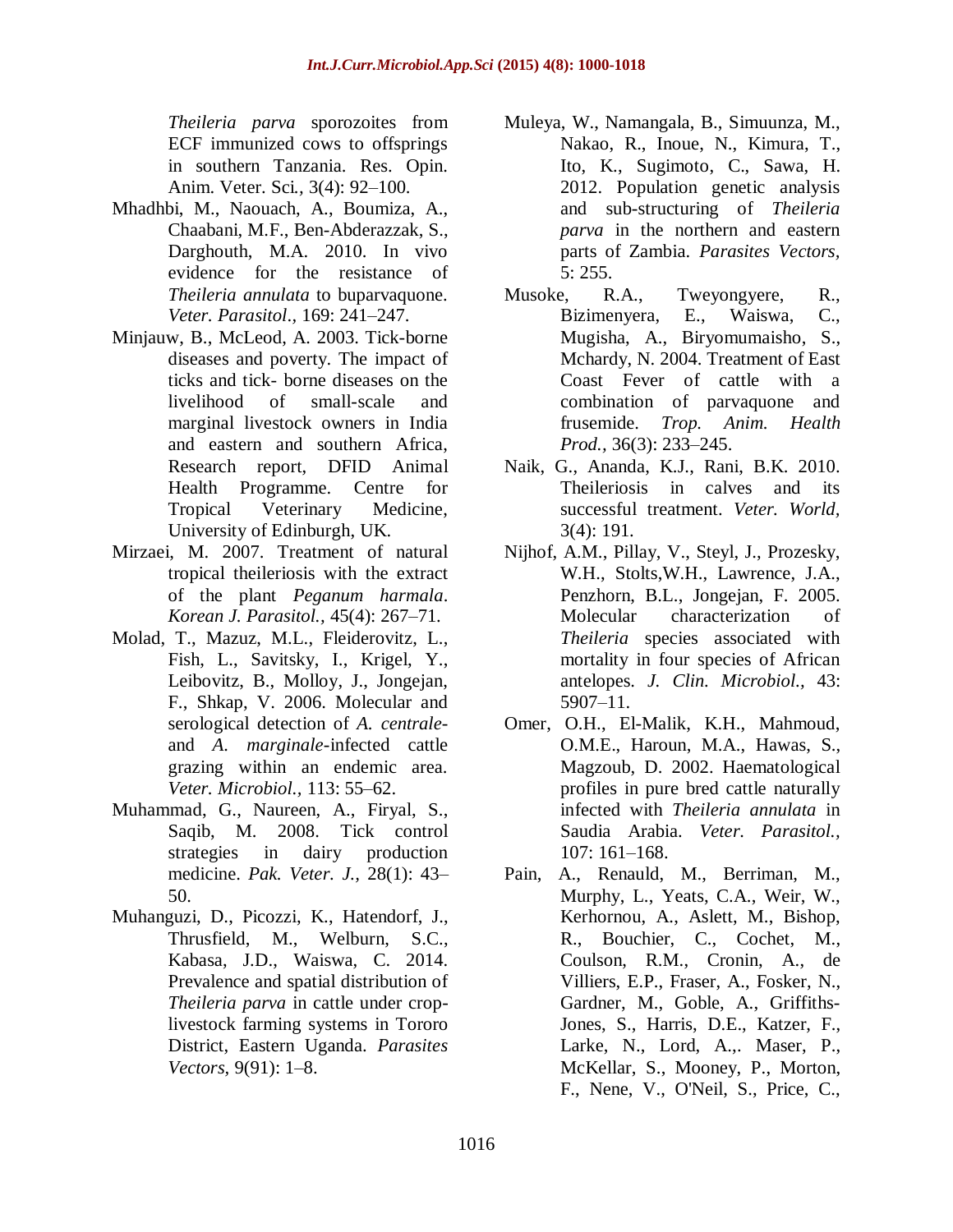*Theileria parva* sporozoites from ECF immunized cows to offsprings in southern Tanzania. Res. Opin. Anim. Veter. Sci., 3(4): 92–100.

Mhadhbi, M., Naouach, A., Boumiza, A., Chaabani, M.F., Ben-Abderazzak, S., Darghouth, M.A. 2010. In vivo evidence for the resistance of *Theileria annulata* to buparvaquone. *Veter. Parasitol.*, 169: 241–247.

Minjauw, B., McLeod, A. 2003. Tick-borne diseases and poverty. The impact of ticks and tick- borne diseases on the livelihood of small-scale and marginal livestock owners in India and eastern and southern Africa, Research report, DFID Animal Health Programme. Centre for Tropical Veterinary Medicine, University of Edinburgh, UK.

Mirzaei, M. 2007. Treatment of natural tropical theileriosis with the extract of the plant *Peganum harmala*. *Korean J. Parasitol.,* 45(4): 267–71.

Molad, T., Mazuz, M.L., Fleiderovitz, L., Fish, L., Savitsky, I., Krigel, Y., Leibovitz, B., Molloy, J., Jongejan, F., Shkap, V. 2006. Molecular and serological detection of *A. centrale*- and *A. marginale*-infected cattle grazing within an endemic area. *Veter. Microbiol.,* 113: 55–62.

Muhammad, G., Naureen, A., Firyal, S., Saqib, M. 2008. Tick control strategies in dairy production medicine. *Pak. Veter. J.,* 28(1): 43–50.

Muhanguzi, D., Picozzi, K., Hatendorf, J., Thrusfield, M., Welburn, S.C., Kabasa, J.D., Waiswa, C. 2014. Prevalence and spatial distribution of *Theileria parva* in cattle under crop-livestock farming systems in Tororo District, Eastern Uganda. *Parasites Vectors,* 9(91): 1–8.

Muleya, W., Namangala, B., Simuunza, M., Nakao, R., Inoue, N., Kimura, T., Ito, K., Sugimoto, C., Sawa, H. 2012. Population genetic analysis and sub-structuring of *Theileria parva* in the northern and eastern parts of Zambia. *Parasites Vectors,* 5: 255.

Musoke, R.A., Tweyongyere, R., Bizimenyera, E., Waiswa, C., Mugisha, A., Biryomumaisho, S., Mchardy, N. 2004. Treatment of East Coast Fever of cattle with a combination of parvaquone and frusemide. *Trop. Anim. Health Prod.,* 36(3): 233–245.

Naik, G., Ananda, K.J., Rani, B.K. 2010. Theileriosis in calves and its successful treatment. *Veter. World,* 3(4): 191.

Nijhof, A.M., Pillay, V., Steyl, J., Prozesky, W.H., Stolts,W.H., Lawrence, J.A., Penzhorn, B.L., Jongejan, F. 2005. Molecular characterization of *Theileria* species associated with mortality in four species of African antelopes. *J. Clin. Microbiol.,* 43: 5907–11.

Omer, O.H., El-Malik, K.H., Mahmoud, O.M.E., Haroun, M.A., Hawas, S., Magzoub, D. 2002. Haematological profiles in pure bred cattle naturally infected with *Theileria annulata* in Saudia Arabia. *Veter. Parasitol.,* 107: 161–168.

Pain, A., Renauld, M., Berriman, M., Murphy, L., Yeats, C.A., Weir, W., Kerhornou, A., Aslett, M., Bishop, R., Bouchier, C., Cochet, M., Coulson, R.M., Cronin, A., de Villiers, E.P., Fraser, A., Fosker, N., Gardner, M., Goble, A., Griffiths-Jones, S., Harris, D.E., Katzer, F., Larke, N., Lord, A.,. Maser, P., McKellar, S., Mooney, P., Morton, F., Nene, V., O'Neil, S., Price, C.,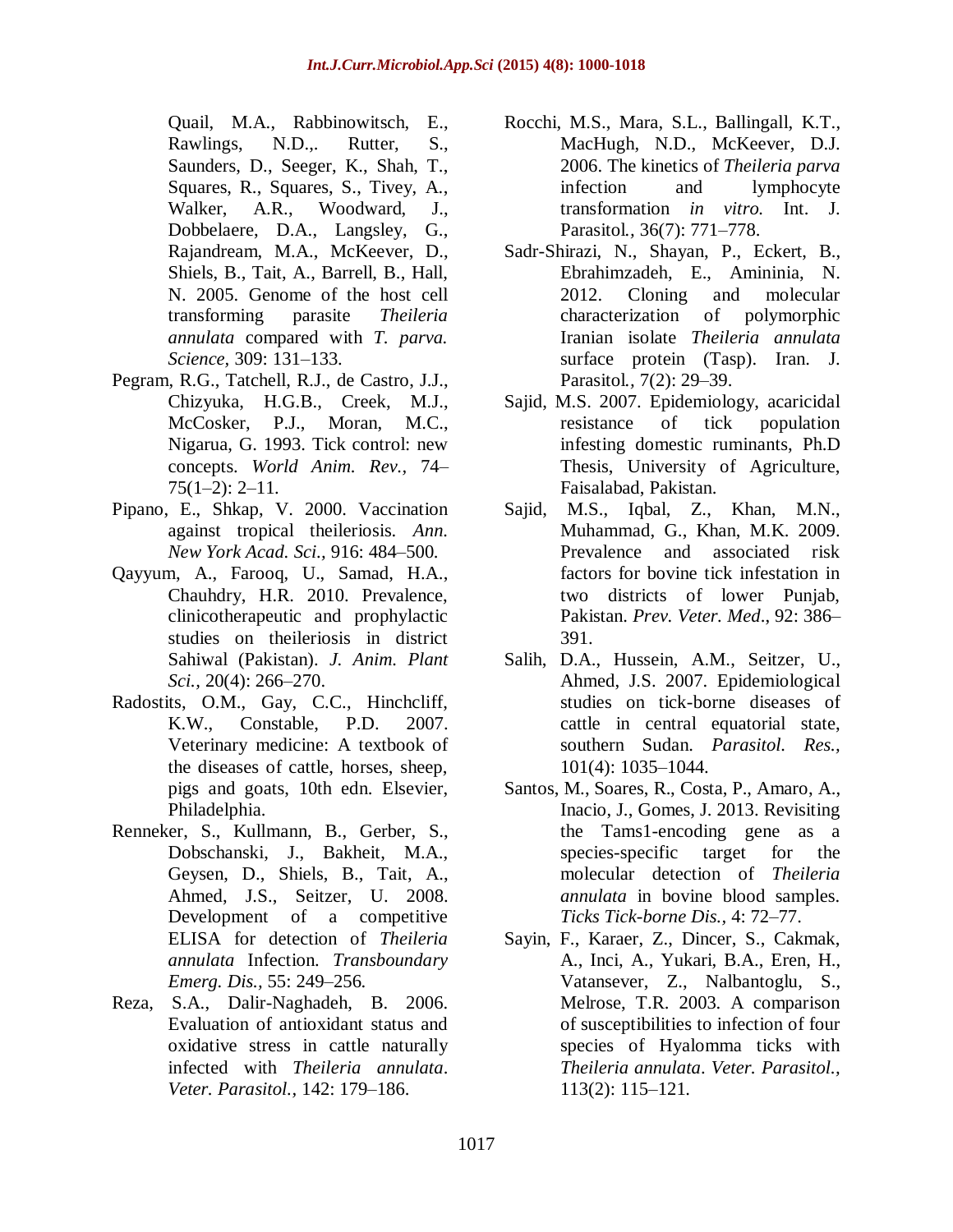Quail, M.A., Rabbinowitsch, E., Rawlings, N.D.,. Rutter, S., Saunders, D., Seeger, K., Shah, T., Squares, R., Squares, S., Tivey, A., Walker, A.R., Woodward, J., Dobbelaere, D.A., Langsley, G., Rajandream, M.A., McKeever, D., Shiels, B., Tait, A., Barrell, B., Hall, N. 2005. Genome of the host cell transforming parasite *Theileria annulata* compared with *T. parva. Science*, 309: 131–133.

Pegram, R.G., Tatchell, R.J., de Castro, J.J., Chizyuka, H.G.B., Creek, M.J., McCosker, P.J., Moran, M.C., Nigarua, G. 1993. Tick control: new concepts. *World Anim. Rev.*, 74–75(1–2): 2–11.

Pipano, E., Shkap, V. 2000. Vaccination against tropical theileriosis. *Ann. New York Acad. Sci.*, 916: 484–500.

Qayyum, A., Farooq, U., Samad, H.A., Chauhdry, H.R. 2010. Prevalence, clinicotherapeutic and prophylactic studies on theileriosis in district Sahiwal (Pakistan). *J. Anim. Plant Sci.*, 20(4): 266–270.

Radostits, O.M., Gay, C.C., Hinchcliff, K.W., Constable, P.D. 2007. Veterinary medicine: A textbook of the diseases of cattle, horses, sheep, pigs and goats, 10th edn. Elsevier, Philadelphia.

Renneker, S., Kullmann, B., Gerber, S., Dobschanski, J., Bakheit, M.A., Geysen, D., Shiels, B., Tait, A., Ahmed, J.S., Seitzer, U. 2008. Development of a competitive ELISA for detection of *Theileria annulata* Infection. *Transboundary Emerg. Dis.*, 55: 249–256.

Reza, S.A., Dalir-Naghadeh, B. 2006. Evaluation of antioxidant status and oxidative stress in cattle naturally infected with *Theileria annulata*. *Veter. Parasitol.*, 142: 179–186.

Rocchi, M.S., Mara, S.L., Ballingall, K.T., MacHugh, N.D., McKeever, D.J. 2006. The kinetics of *Theileria parva* infection and lymphocyte transformation *in vitro.* Int. J. Parasitol., 36(7): 771–778.

Sadr-Shirazi, N., Shayan, P., Eckert, B., Ebrahimzadeh, E., Amininia, N. 2012. Cloning and molecular characterization of polymorphic Iranian isolate *Theileria annulata* surface protein (Tasp). Iran. J. Parasitol., 7(2): 29–39.

Sajid, M.S. 2007. Epidemiology, acaricidal resistance of tick population infesting domestic ruminants, Ph.D Thesis, University of Agriculture, Faisalabad, Pakistan.

Sajid, M.S., Iqbal, Z., Khan, M.N., Muhammad, G., Khan, M.K. 2009. Prevalence and associated risk factors for bovine tick infestation in two districts of lower Punjab, Pakistan. *Prev. Veter. Med*., 92: 386–391.

Salih, D.A., Hussein, A.M., Seitzer, U., Ahmed, J.S. 2007. Epidemiological studies on tick-borne diseases of cattle in central equatorial state, southern Sudan. *Parasitol. Res.*, 101(4): 1035–1044.

Santos, M., Soares, R., Costa, P., Amaro, A., Inacio, J., Gomes, J. 2013. Revisiting the Tams1-encoding gene as a species-specific target for the molecular detection of *Theileria annulata* in bovine blood samples. *Ticks Tick-borne Dis.*, 4: 72–77.

Sayin, F., Karaer, Z., Dincer, S., Cakmak, A., Inci, A., Yukari, B.A., Eren, H., Vatansever, Z., Nalbantoglu, S., Melrose, T.R. 2003. A comparison of susceptibilities to infection of four species of Hyalomma ticks with *Theileria annulata*. *Veter. Parasitol.*, 113(2): 115–121.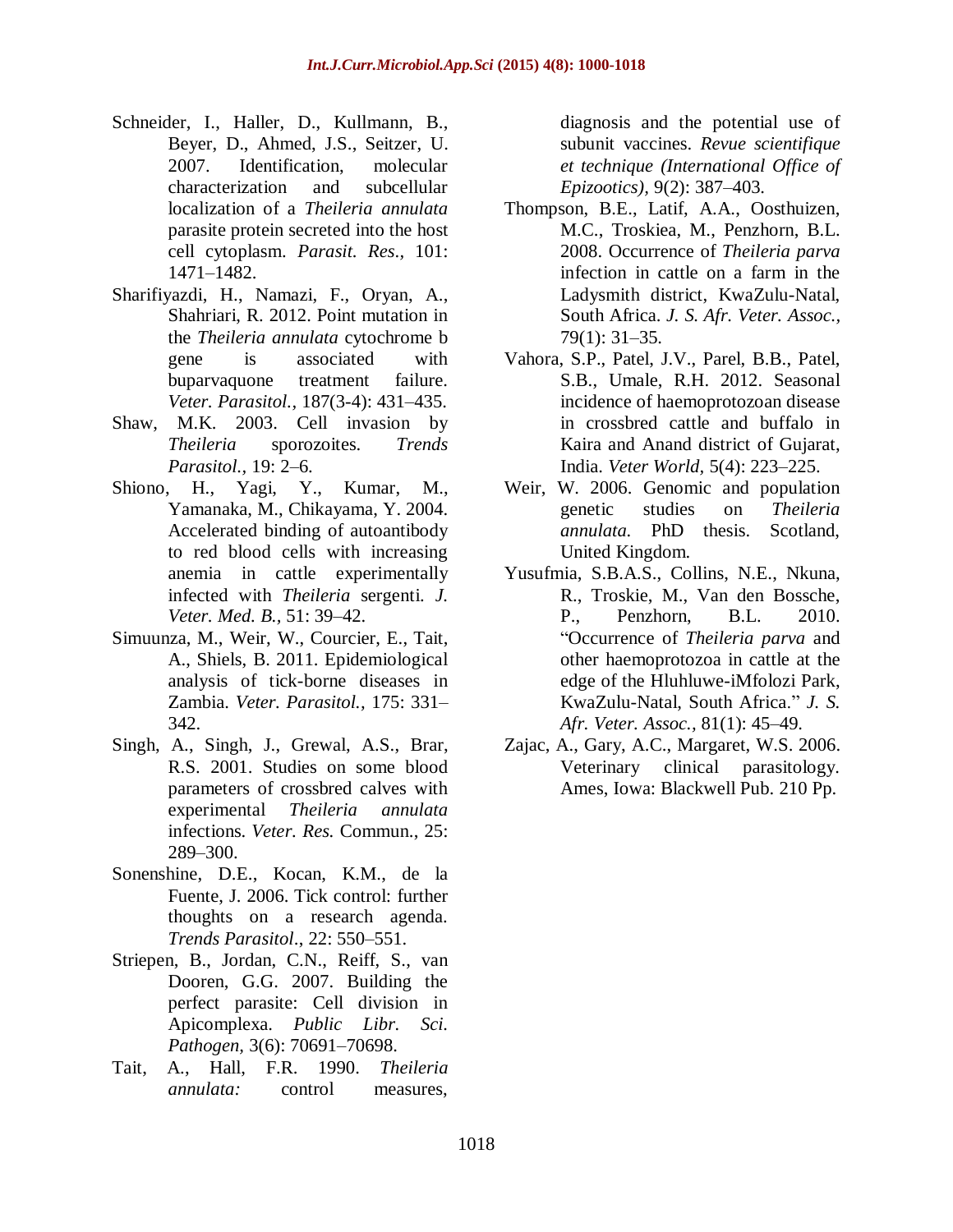Schneider, I., Haller, D., Kullmann, B., Beyer, D., Ahmed, J.S., Seitzer, U. 2007. Identification, molecular characterization and subcellular localization of a *Theileria annulata* parasite protein secreted into the host cell cytoplasm. *Parasit. Res.,* 101: 1471–1482.

Sharifiyazdi, H., Namazi, F., Oryan, A., Shahriari, R. 2012. Point mutation in the *Theileria annulata* cytochrome b gene is associated with buparvaquone treatment failure. *Veter. Parasitol.,* 187(3-4): 431–435.

Shaw, M.K. 2003. Cell invasion by *Theileria* sporozoites. *Trends Parasitol.,* 19: 2–6.

Shiono, H., Yagi, Y., Kumar, M., Yamanaka, M., Chikayama, Y. 2004. Accelerated binding of autoantibody to red blood cells with increasing anemia in cattle experimentally infected with *Theileria* sergenti. *J. Veter. Med. B.,* 51: 39–42.

Simuunza, M., Weir, W., Courcier, E., Tait, A., Shiels, B. 2011. Epidemiological analysis of tick-borne diseases in Zambia. *Veter. Parasitol.,* 175: 331–342.

Singh, A., Singh, J., Grewal, A.S., Brar, R.S. 2001. Studies on some blood parameters of crossbred calves with experimental *Theileria annulata* infections. *Veter. Res.* Commun., 25: 289–300.

Sonenshine, D.E., Kocan, K.M., de la Fuente, J. 2006. Tick control: further thoughts on a research agenda. *Trends Parasitol*., 22: 550–551.

Striepen, B., Jordan, C.N., Reiff, S., van Dooren, G.G. 2007. Building the perfect parasite: Cell division in Apicomplexa. *Public Libr. Sci. Pathogen,* 3(6): 70691–70698.

Tait, A., Hall, F.R. 1990. *Theileria annulata:* control measures, diagnosis and the potential use of subunit vaccines. *Revue scientifique et technique (International Office of Epizootics),* 9(2): 387–403.

Thompson, B.E., Latif, A.A., Oosthuizen, M.C., Troskiea, M., Penzhorn, B.L. 2008. Occurrence of *Theileria parva* infection in cattle on a farm in the Ladysmith district, KwaZulu-Natal, South Africa. *J. S. Afr. Veter. Assoc.,* 79(1): 31–35.

Vahora, S.P., Patel, J.V., Parel, B.B., Patel, S.B., Umale, R.H. 2012. Seasonal incidence of haemoprotozoan disease in crossbred cattle and buffalo in Kaira and Anand district of Gujarat, India. *Veter World,* 5(4): 223–225.

Weir, W. 2006. Genomic and population genetic studies on *Theileria annulata.* PhD thesis. Scotland, United Kingdom.

Yusufmia, S.B.A.S., Collins, N.E., Nkuna, R., Troskie, M., Van den Bossche, P., Penzhorn, B.L. 2010. "Occurrence of *Theileria parva* and other haemoprotozoa in cattle at the edge of the Hluhluwe-iMfolozi Park, KwaZulu-Natal, South Africa." *J. S. Afr. Veter. Assoc.,* 81(1): 45–49.

Zajac, A., Gary, A.C., Margaret, W.S. 2006. Veterinary clinical parasitology. Ames, Iowa: Blackwell Pub. 210 Pp.